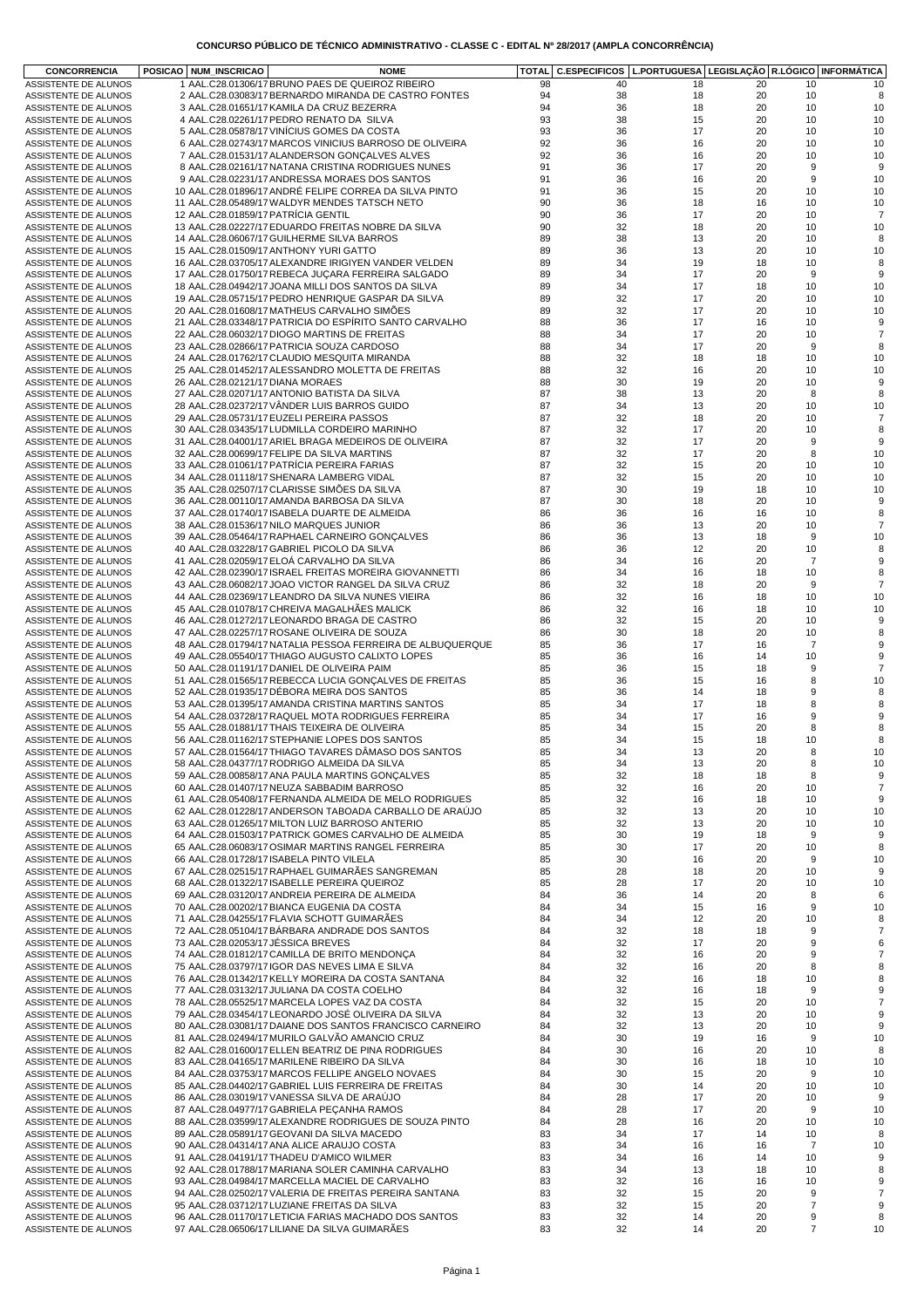# CONCURSO PÚBLICO DE TÉCNICO ADMINISTRATIVO - CLASSE C - EDITAL Nº 28/2017 (AMPLA CONCORRÊNCIA)

| CONCORRENCIA | POSICAO | NUM_INSCRICAO | NOME | TOTAL | C.ESPECIFICOS | L.PORTUGUESA | LEGISLAÇÃO | R.LÓGICO | INFORMÁTICA |
|---|---|---|---|---|---|---|---|---|---|
| ASSISTENTE DE ALUNOS | 1 | AAL.C28.01306/17 | BRUNO PAES DE QUEIROZ RIBEIRO | 98 | 40 | 18 | 20 | 10 | 10 |
| ASSISTENTE DE ALUNOS | 2 | AAL.C28.03083/17 | BERNARDO MIRANDA DE CASTRO FONTES | 94 | 38 | 18 | 20 | 10 | 8 |
| ASSISTENTE DE ALUNOS | 3 | AAL.C28.01651/17 | KAMILA DA CRUZ BEZERRA | 94 | 36 | 18 | 20 | 10 | 10 |
| ASSISTENTE DE ALUNOS | 4 | AAL.C28.02261/17 | PEDRO RENATO DA SILVA | 93 | 38 | 15 | 20 | 10 | 10 |
| ASSISTENTE DE ALUNOS | 5 | AAL.C28.05878/17 | VINÍCIUS GOMES DA COSTA | 93 | 36 | 17 | 20 | 10 | 10 |
| ASSISTENTE DE ALUNOS | 6 | AAL.C28.02743/17 | MARCOS VINICIUS BARROSO DE OLIVEIRA | 92 | 36 | 16 | 20 | 10 | 10 |
| ASSISTENTE DE ALUNOS | 7 | AAL.C28.01531/17 | ALANDERSON GONÇALVES ALVES | 92 | 36 | 16 | 20 | 10 | 10 |
| ASSISTENTE DE ALUNOS | 8 | AAL.C28.02161/17 | NATANA CRISTINA RODRIGUES NUNES | 91 | 36 | 17 | 20 | 9 | 9 |
| ASSISTENTE DE ALUNOS | 9 | AAL.C28.02231/17 | ANDRESSA MORAES DOS SANTOS | 91 | 36 | 16 | 20 | 9 | 10 |
| ASSISTENTE DE ALUNOS | 10 | AAL.C28.01896/17 | ANDRÉ FELIPE CORREA DA SILVA PINTO | 91 | 36 | 15 | 20 | 10 | 10 |
| ASSISTENTE DE ALUNOS | 11 | AAL.C28.05489/17 | WALDYR MENDES TATSCH NETO | 90 | 36 | 18 | 16 | 10 | 10 |
| ASSISTENTE DE ALUNOS | 12 | AAL.C28.01859/17 | PATRÍCIA GENTIL | 90 | 36 | 17 | 20 | 10 | 7 |
| ASSISTENTE DE ALUNOS | 13 | AAL.C28.02227/17 | EDUARDO FREITAS NOBRE DA SILVA | 90 | 32 | 18 | 20 | 10 | 10 |
| ASSISTENTE DE ALUNOS | 14 | AAL.C28.06067/17 | GUILHERME SILVA BARROS | 89 | 38 | 13 | 20 | 10 | 8 |
| ASSISTENTE DE ALUNOS | 15 | AAL.C28.01509/17 | ANTHONY YURI GATTO | 89 | 36 | 13 | 20 | 10 | 10 |
| ASSISTENTE DE ALUNOS | 16 | AAL.C28.03705/17 | ALEXANDRE IRIGIYEN VANDER VELDEN | 89 | 34 | 19 | 18 | 10 | 8 |
| ASSISTENTE DE ALUNOS | 17 | AAL.C28.01750/17 | REBECA JUÇARA FERREIRA SALGADO | 89 | 34 | 17 | 20 | 9 | 9 |
| ASSISTENTE DE ALUNOS | 18 | AAL.C28.04942/17 | JOANA MILLI DOS SANTOS DA SILVA | 89 | 34 | 17 | 18 | 10 | 10 |
| ASSISTENTE DE ALUNOS | 19 | AAL.C28.05715/17 | PEDRO HENRIQUE GASPAR DA SILVA | 89 | 32 | 17 | 20 | 10 | 10 |
| ASSISTENTE DE ALUNOS | 20 | AAL.C28.01608/17 | MATHEUS CARVALHO SIMÕES | 89 | 32 | 17 | 20 | 10 | 10 |
| ASSISTENTE DE ALUNOS | 21 | AAL.C28.03348/17 | PATRICIA DO ESPÍRITO SANTO CARVALHO | 88 | 36 | 17 | 16 | 10 | 9 |
| ASSISTENTE DE ALUNOS | 22 | AAL.C28.06032/17 | DIOGO MARTINS DE FREITAS | 88 | 34 | 17 | 20 | 10 | 7 |
| ASSISTENTE DE ALUNOS | 23 | AAL.C28.02866/17 | PATRICIA SOUZA CARDOSO | 88 | 34 | 17 | 20 | 9 | 8 |
| ASSISTENTE DE ALUNOS | 24 | AAL.C28.01762/17 | CLAUDIO MESQUITA MIRANDA | 88 | 32 | 18 | 18 | 10 | 10 |
| ASSISTENTE DE ALUNOS | 25 | AAL.C28.01452/17 | ALESSANDRO MOLETTA DE FREITAS | 88 | 32 | 16 | 20 | 10 | 10 |
| ASSISTENTE DE ALUNOS | 26 | AAL.C28.02121/17 | DIANA MORAES | 88 | 30 | 19 | 20 | 10 | 9 |
| ASSISTENTE DE ALUNOS | 27 | AAL.C28.02071/17 | ANTONIO BATISTA DA SILVA | 87 | 38 | 13 | 20 | 8 | 8 |
| ASSISTENTE DE ALUNOS | 28 | AAL.C28.02372/17 | VÂNDER LUIS BARROS GUIDO | 87 | 34 | 13 | 20 | 10 | 10 |
| ASSISTENTE DE ALUNOS | 29 | AAL.C28.05731/17 | EUZELI PEREIRA PASSOS | 87 | 32 | 18 | 20 | 10 | 7 |
| ASSISTENTE DE ALUNOS | 30 | AAL.C28.03435/17 | LUDMILLA CORDEIRO MARINHO | 87 | 32 | 17 | 20 | 10 | 8 |
| ASSISTENTE DE ALUNOS | 31 | AAL.C28.04001/17 | ARIEL BRAGA MEDEIROS DE OLIVEIRA | 87 | 32 | 17 | 20 | 9 | 9 |
| ASSISTENTE DE ALUNOS | 32 | AAL.C28.00699/17 | FELIPE DA SILVA MARTINS | 87 | 32 | 17 | 20 | 8 | 10 |
| ASSISTENTE DE ALUNOS | 33 | AAL.C28.01061/17 | PATRÍCIA PEREIRA FARIAS | 87 | 32 | 15 | 20 | 10 | 10 |
| ASSISTENTE DE ALUNOS | 34 | AAL.C28.01118/17 | SHENARA LAMBERG VIDAL | 87 | 32 | 15 | 20 | 10 | 10 |
| ASSISTENTE DE ALUNOS | 35 | AAL.C28.02507/17 | CLARISSE SIMÕES DA SILVA | 87 | 30 | 19 | 18 | 10 | 10 |
| ASSISTENTE DE ALUNOS | 36 | AAL.C28.00110/17 | AMANDA BARBOSA DA SILVA | 87 | 30 | 18 | 20 | 10 | 9 |
| ASSISTENTE DE ALUNOS | 37 | AAL.C28.01740/17 | ISABELA DUARTE DE ALMEIDA | 86 | 36 | 16 | 16 | 10 | 8 |
| ASSISTENTE DE ALUNOS | 38 | AAL.C28.01536/17 | NILO MARQUES JUNIOR | 86 | 36 | 13 | 20 | 10 | 7 |
| ASSISTENTE DE ALUNOS | 39 | AAL.C28.05464/17 | RAPHAEL CARNEIRO GONÇALVES | 86 | 36 | 13 | 18 | 9 | 10 |
| ASSISTENTE DE ALUNOS | 40 | AAL.C28.03228/17 | GABRIEL PICOLO DA SILVA | 86 | 36 | 12 | 20 | 10 | 8 |
| ASSISTENTE DE ALUNOS | 41 | AAL.C28.02059/17 | ELOÁ CARVALHO DA SILVA | 86 | 34 | 16 | 20 | 7 | 9 |
| ASSISTENTE DE ALUNOS | 42 | AAL.C28.02390/17 | ISRAEL FREITAS MOREIRA GIOVANNETTI | 86 | 34 | 16 | 18 | 10 | 8 |
| ASSISTENTE DE ALUNOS | 43 | AAL.C28.06082/17 | JOAO VICTOR RANGEL DA SILVA CRUZ | 86 | 32 | 18 | 20 | 9 | 7 |
| ASSISTENTE DE ALUNOS | 44 | AAL.C28.02369/17 | LEANDRO DA SILVA NUNES VIEIRA | 86 | 32 | 16 | 18 | 10 | 10 |
| ASSISTENTE DE ALUNOS | 45 | AAL.C28.01078/17 | CHREIVA MAGALHÃES MALICK | 86 | 32 | 16 | 18 | 10 | 10 |
| ASSISTENTE DE ALUNOS | 46 | AAL.C28.01272/17 | LEONARDO BRAGA DE CASTRO | 86 | 32 | 15 | 20 | 10 | 9 |
| ASSISTENTE DE ALUNOS | 47 | AAL.C28.02257/17 | ROSANE OLIVEIRA DE SOUZA | 86 | 30 | 18 | 20 | 10 | 8 |
| ASSISTENTE DE ALUNOS | 48 | AAL.C28.01794/17 | NATALIA PESSOA FERREIRA DE ALBUQUERQUE | 85 | 36 | 17 | 16 | 7 | 9 |
| ASSISTENTE DE ALUNOS | 49 | AAL.C28.05540/17 | THIAGO AUGUSTO CALIXTO LOPES | 85 | 36 | 16 | 14 | 10 | 9 |
| ASSISTENTE DE ALUNOS | 50 | AAL.C28.01191/17 | DANIEL DE OLIVEIRA PAIM | 85 | 36 | 15 | 18 | 9 | 7 |
| ASSISTENTE DE ALUNOS | 51 | AAL.C28.01565/17 | REBECCA LUCIA GONÇALVES DE FREITAS | 85 | 36 | 15 | 16 | 8 | 10 |
| ASSISTENTE DE ALUNOS | 52 | AAL.C28.01935/17 | DÉBORA MEIRA DOS SANTOS | 85 | 36 | 14 | 18 | 9 | 8 |
| ASSISTENTE DE ALUNOS | 53 | AAL.C28.01395/17 | AMANDA CRISTINA MARTINS SANTOS | 85 | 34 | 17 | 18 | 8 | 8 |
| ASSISTENTE DE ALUNOS | 54 | AAL.C28.03728/17 | RAQUEL MOTA RODRIGUES FERREIRA | 85 | 34 | 17 | 16 | 9 | 9 |
| ASSISTENTE DE ALUNOS | 55 | AAL.C28.01881/17 | THAIS TEIXEIRA DE OLIVEIRA | 85 | 34 | 15 | 20 | 8 | 8 |
| ASSISTENTE DE ALUNOS | 56 | AAL.C28.01162/17 | STEPHANIE LOPES DOS SANTOS | 85 | 34 | 15 | 18 | 10 | 8 |
| ASSISTENTE DE ALUNOS | 57 | AAL.C28.01564/17 | THIAGO TAVARES DÂMASO DOS SANTOS | 85 | 34 | 13 | 20 | 8 | 10 |
| ASSISTENTE DE ALUNOS | 58 | AAL.C28.04377/17 | RODRIGO ALMEIDA DA SILVA | 85 | 34 | 13 | 20 | 8 | 10 |
| ASSISTENTE DE ALUNOS | 59 | AAL.C28.00858/17 | ANA PAULA MARTINS GONÇALVES | 85 | 32 | 18 | 18 | 8 | 9 |
| ASSISTENTE DE ALUNOS | 60 | AAL.C28.01407/17 | NEUZA SABBADIM BARROSO | 85 | 32 | 16 | 20 | 10 | 7 |
| ASSISTENTE DE ALUNOS | 61 | AAL.C28.05408/17 | FERNANDA ALMEIDA DE MELO RODRIGUES | 85 | 32 | 16 | 18 | 10 | 9 |
| ASSISTENTE DE ALUNOS | 62 | AAL.C28.01228/17 | ANDERSON TABOADA CARBALLO DE ARAÚJO | 85 | 32 | 13 | 20 | 10 | 10 |
| ASSISTENTE DE ALUNOS | 63 | AAL.C28.01265/17 | MILTON LUIZ BARROSO ANTERIO | 85 | 32 | 13 | 20 | 10 | 10 |
| ASSISTENTE DE ALUNOS | 64 | AAL.C28.01503/17 | PATRICK GOMES CARVALHO DE ALMEIDA | 85 | 30 | 19 | 18 | 9 | 9 |
| ASSISTENTE DE ALUNOS | 65 | AAL.C28.06083/17 | OSIMAR MARTINS RANGEL FERREIRA | 85 | 30 | 17 | 20 | 10 | 8 |
| ASSISTENTE DE ALUNOS | 66 | AAL.C28.01728/17 | ISABELA PINTO VILELA | 85 | 30 | 16 | 20 | 9 | 10 |
| ASSISTENTE DE ALUNOS | 67 | AAL.C28.02515/17 | RAPHAEL GUIMARÃES SANGREMAN | 85 | 28 | 18 | 20 | 10 | 9 |
| ASSISTENTE DE ALUNOS | 68 | AAL.C28.01322/17 | ISABELLE PEREIRA QUEIROZ | 85 | 28 | 17 | 20 | 10 | 10 |
| ASSISTENTE DE ALUNOS | 69 | AAL.C28.03120/17 | ANDREIA PEREIRA DE ALMEIDA | 84 | 36 | 14 | 20 | 8 | 6 |
| ASSISTENTE DE ALUNOS | 70 | AAL.C28.00202/17 | BIANCA EUGENIA DA COSTA | 84 | 34 | 15 | 16 | 9 | 10 |
| ASSISTENTE DE ALUNOS | 71 | AAL.C28.04255/17 | FLAVIA SCHOTT GUIMARÃES | 84 | 34 | 12 | 20 | 10 | 8 |
| ASSISTENTE DE ALUNOS | 72 | AAL.C28.05104/17 | BÁRBARA ANDRADE DOS SANTOS | 84 | 32 | 18 | 18 | 9 | 7 |
| ASSISTENTE DE ALUNOS | 73 | AAL.C28.02053/17 | JÉSSICA BREVES | 84 | 32 | 17 | 20 | 9 | 6 |
| ASSISTENTE DE ALUNOS | 74 | AAL.C28.01812/17 | CAMILLA DE BRITO MENDONÇA | 84 | 32 | 16 | 20 | 9 | 7 |
| ASSISTENTE DE ALUNOS | 75 | AAL.C28.03797/17 | IGOR DAS NEVES LIMA E SILVA | 84 | 32 | 16 | 20 | 8 | 8 |
| ASSISTENTE DE ALUNOS | 76 | AAL.C28.01342/17 | KELLY MOREIRA DA COSTA SANTANA | 84 | 32 | 16 | 18 | 10 | 8 |
| ASSISTENTE DE ALUNOS | 77 | AAL.C28.03132/17 | JULIANA DA COSTA COELHO | 84 | 32 | 16 | 18 | 9 | 9 |
| ASSISTENTE DE ALUNOS | 78 | AAL.C28.05525/17 | MARCELA LOPES VAZ DA COSTA | 84 | 32 | 15 | 20 | 10 | 7 |
| ASSISTENTE DE ALUNOS | 79 | AAL.C28.03454/17 | LEONARDO JOSÉ OLIVEIRA DA SILVA | 84 | 32 | 13 | 20 | 10 | 9 |
| ASSISTENTE DE ALUNOS | 80 | AAL.C28.03081/17 | DAIANE DOS SANTOS FRANCISCO CARNEIRO | 84 | 32 | 13 | 20 | 10 | 9 |
| ASSISTENTE DE ALUNOS | 81 | AAL.C28.02494/17 | MURILO GALVÃO AMANCIO CRUZ | 84 | 30 | 19 | 16 | 9 | 10 |
| ASSISTENTE DE ALUNOS | 82 | AAL.C28.01600/17 | ELLEN BEATRIZ DE PINA RODRIGUES | 84 | 30 | 16 | 20 | 10 | 8 |
| ASSISTENTE DE ALUNOS | 83 | AAL.C28.04165/17 | MARILENE RIBEIRO DA SILVA | 84 | 30 | 16 | 18 | 10 | 10 |
| ASSISTENTE DE ALUNOS | 84 | AAL.C28.03753/17 | MARCOS FELLIPE ANGELO NOVAES | 84 | 30 | 15 | 20 | 9 | 10 |
| ASSISTENTE DE ALUNOS | 85 | AAL.C28.04402/17 | GABRIEL LUIS FERREIRA DE FREITAS | 84 | 30 | 14 | 20 | 10 | 10 |
| ASSISTENTE DE ALUNOS | 86 | AAL.C28.03019/17 | VANESSA SILVA DE ARAÚJO | 84 | 28 | 17 | 20 | 10 | 9 |
| ASSISTENTE DE ALUNOS | 87 | AAL.C28.04977/17 | GABRIELA PEÇANHA RAMOS | 84 | 28 | 17 | 20 | 9 | 10 |
| ASSISTENTE DE ALUNOS | 88 | AAL.C28.03599/17 | ALEXANDRE RODRIGUES DE SOUZA PINTO | 84 | 28 | 16 | 20 | 10 | 10 |
| ASSISTENTE DE ALUNOS | 89 | AAL.C28.05891/17 | GEOVANI DA SILVA MACEDO | 83 | 34 | 17 | 14 | 10 | 8 |
| ASSISTENTE DE ALUNOS | 90 | AAL.C28.04314/17 | ANA ALICE ARAUJO COSTA | 83 | 34 | 16 | 16 | 7 | 10 |
| ASSISTENTE DE ALUNOS | 91 | AAL.C28.04191/17 | THADEU D'AMICO WILMER | 83 | 34 | 16 | 14 | 10 | 9 |
| ASSISTENTE DE ALUNOS | 92 | AAL.C28.01788/17 | MARIANA SOLER CAMINHA CARVALHO | 83 | 34 | 13 | 18 | 10 | 8 |
| ASSISTENTE DE ALUNOS | 93 | AAL.C28.04984/17 | MARCELLA MACIEL DE CARVALHO | 83 | 32 | 16 | 16 | 10 | 9 |
| ASSISTENTE DE ALUNOS | 94 | AAL.C28.02502/17 | VALERIA DE FREITAS PEREIRA SANTANA | 83 | 32 | 15 | 20 | 9 | 7 |
| ASSISTENTE DE ALUNOS | 95 | AAL.C28.03712/17 | LUZIANE FREITAS DA SILVA | 83 | 32 | 15 | 20 | 7 | 9 |
| ASSISTENTE DE ALUNOS | 96 | AAL.C28.01170/17 | LETICIA FARIAS MACHADO DOS SANTOS | 83 | 32 | 14 | 20 | 9 | 8 |
| ASSISTENTE DE ALUNOS | 97 | AAL.C28.06506/17 | LILIANE DA SILVA GUIMARÃES | 83 | 32 | 14 | 20 | 7 | 10 |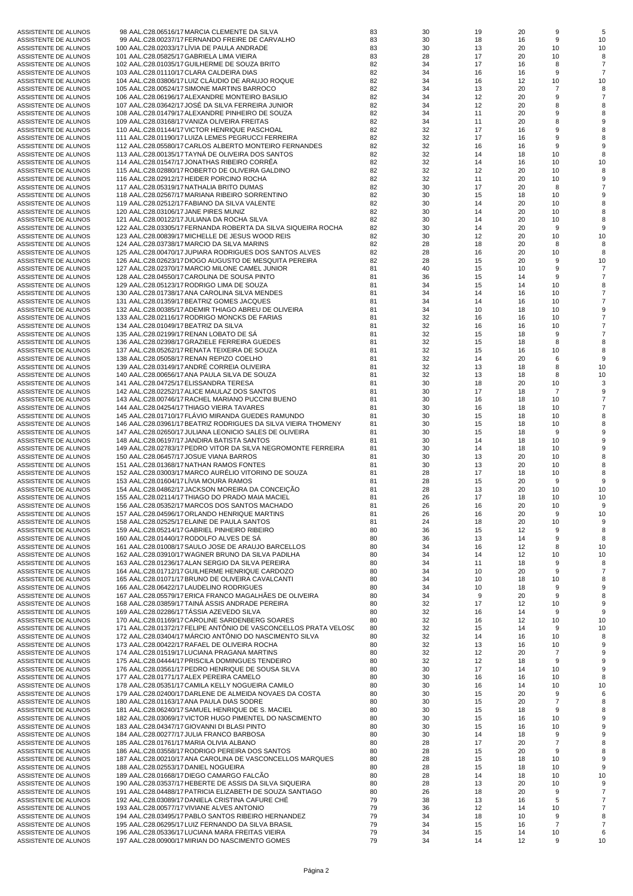| | | | | | | | |
|---|---|---|---|---|---|---|---|
| ASSISTENTE DE ALUNOS | 98 AAL.C28.06516/17 MARCIA CLEMENTE DA SILVA | 83 | 30 | 19 | 20 | 9 | 5 |
| ASSISTENTE DE ALUNOS | 99 AAL.C28.00237/17 FERNANDO FREIRE DE CARVALHO | 83 | 30 | 18 | 16 | 9 | 10 |
| ASSISTENTE DE ALUNOS | 100 AAL.C28.02033/17 LÍVIA DE PAULA ANDRADE | 83 | 30 | 13 | 20 | 10 | 10 |
| ASSISTENTE DE ALUNOS | 101 AAL.C28.05825/17 GABRIELA LIMA VIEIRA | 83 | 28 | 17 | 20 | 10 | 8 |
| ASSISTENTE DE ALUNOS | 102 AAL.C28.01035/17 GUILHERME DE SOUZA BRITO | 82 | 34 | 17 | 16 | 8 | 7 |
| ASSISTENTE DE ALUNOS | 103 AAL.C28.01110/17 CLARA CALDEIRA DIAS | 82 | 34 | 16 | 16 | 9 | 7 |
| ASSISTENTE DE ALUNOS | 104 AAL.C28.03806/17 LUIZ CLÁUDIO DE ARAUJO ROQUE | 82 | 34 | 16 | 12 | 10 | 10 |
| ASSISTENTE DE ALUNOS | 105 AAL.C28.00524/17 SIMONE MARTINS BARROCO | 82 | 34 | 13 | 20 | 7 | 8 |
| ASSISTENTE DE ALUNOS | 106 AAL.C28.06196/17 ALEXANDRE MONTEIRO BASILIO | 82 | 34 | 12 | 20 | 9 | 7 |
| ASSISTENTE DE ALUNOS | 107 AAL.C28.03642/17 JOSÉ DA SILVA FERREIRA JUNIOR | 82 | 34 | 12 | 20 | 8 | 8 |
| ASSISTENTE DE ALUNOS | 108 AAL.C28.01479/17 ALEXANDRE PINHEIRO DE SOUZA | 82 | 34 | 11 | 20 | 9 | 8 |
| ASSISTENTE DE ALUNOS | 109 AAL.C28.03168/17 VANIZA OLIVEIRA FREITAS | 82 | 34 | 11 | 20 | 8 | 9 |
| ASSISTENTE DE ALUNOS | 110 AAL.C28.01144/17 VICTOR HENRIQUE PASCHOAL | 82 | 32 | 17 | 16 | 9 | 8 |
| ASSISTENTE DE ALUNOS | 111 AAL.C28.01190/17 LUIZA LEMES PEGRUCCI FERREIRA | 82 | 32 | 17 | 16 | 9 | 8 |
| ASSISTENTE DE ALUNOS | 112 AAL.C28.05580/17 CARLOS ALBERTO MONTEIRO FERNANDES | 82 | 32 | 16 | 16 | 9 | 9 |
| ASSISTENTE DE ALUNOS | 113 AAL.C28.00135/17 TAYNÁ DE OLIVEIRA DOS SANTOS | 82 | 32 | 14 | 18 | 10 | 8 |
| ASSISTENTE DE ALUNOS | 114 AAL.C28.01547/17 JONATHAS RIBEIRO CORRÊA | 82 | 32 | 14 | 16 | 10 | 10 |
| ASSISTENTE DE ALUNOS | 115 AAL.C28.02880/17 ROBERTO DE OLIVEIRA GALDINO | 82 | 32 | 12 | 20 | 10 | 8 |
| ASSISTENTE DE ALUNOS | 116 AAL.C28.02912/17 HEIDER PORCINO ROCHA | 82 | 32 | 11 | 20 | 10 | 9 |
| ASSISTENTE DE ALUNOS | 117 AAL.C28.05319/17 NATHALIA BRITO DUMAS | 82 | 30 | 17 | 20 | 8 | 7 |
| ASSISTENTE DE ALUNOS | 118 AAL.C28.02567/17 MARIANA RIBEIRO SORRENTINO | 82 | 30 | 15 | 18 | 10 | 9 |
| ASSISTENTE DE ALUNOS | 119 AAL.C28.02512/17 FABIANO DA SILVA VALENTE | 82 | 30 | 14 | 20 | 10 | 8 |
| ASSISTENTE DE ALUNOS | 120 AAL.C28.03106/17 JANE PIRES MUNIZ | 82 | 30 | 14 | 20 | 10 | 8 |
| ASSISTENTE DE ALUNOS | 121 AAL.C28.00122/17 JULIANA DA ROCHA SILVA | 82 | 30 | 14 | 20 | 10 | 8 |
| ASSISTENTE DE ALUNOS | 122 AAL.C28.03305/17 FERNANDA ROBERTA DA SILVA SIQUEIRA ROCHA | 82 | 30 | 14 | 20 | 9 | 9 |
| ASSISTENTE DE ALUNOS | 123 AAL.C28.00839/17 MICHELLE DE JESUS WOOD REIS | 82 | 30 | 12 | 20 | 10 | 10 |
| ASSISTENTE DE ALUNOS | 124 AAL.C28.03738/17 MARCIO DA SILVA MARINS | 82 | 28 | 18 | 20 | 8 | 8 |
| ASSISTENTE DE ALUNOS | 125 AAL.C28.00470/17 JUPIARA RODRIGUES DOS SANTOS ALVES | 82 | 28 | 16 | 20 | 10 | 8 |
| ASSISTENTE DE ALUNOS | 126 AAL.C28.02623/17 DIOGO AUGUSTO DE MESQUITA PEREIRA | 82 | 28 | 15 | 20 | 9 | 10 |
| ASSISTENTE DE ALUNOS | 127 AAL.C28.02370/17 MARCIO MILONE CAMEL JUNIOR | 81 | 40 | 15 | 10 | 9 | 7 |
| ASSISTENTE DE ALUNOS | 128 AAL.C28.04550/17 CAROLINA DE SOUSA PINTO | 81 | 36 | 15 | 14 | 9 | 7 |
| ASSISTENTE DE ALUNOS | 129 AAL.C28.05123/17 RODRIGO LIMA DE SOUZA | 81 | 34 | 15 | 14 | 10 | 8 |
| ASSISTENTE DE ALUNOS | 130 AAL.C28.01738/17 ANA CAROLINA SILVA MENDES | 81 | 34 | 14 | 16 | 10 | 7 |
| ASSISTENTE DE ALUNOS | 131 AAL.C28.01359/17 BEATRIZ GOMES JACQUES | 81 | 34 | 14 | 16 | 10 | 7 |
| ASSISTENTE DE ALUNOS | 132 AAL.C28.00385/17 ADEMIR THIAGO ABREU DE OLIVEIRA | 81 | 34 | 10 | 18 | 10 | 9 |
| ASSISTENTE DE ALUNOS | 133 AAL.C28.02116/17 RODRIGO MONCKS DE FARIAS | 81 | 32 | 16 | 16 | 10 | 7 |
| ASSISTENTE DE ALUNOS | 134 AAL.C28.01049/17 BEATRIZ DA SILVA | 81 | 32 | 16 | 16 | 10 | 7 |
| ASSISTENTE DE ALUNOS | 135 AAL.C28.02199/17 RENAN LOBATO DE SÁ | 81 | 32 | 15 | 18 | 9 | 7 |
| ASSISTENTE DE ALUNOS | 136 AAL.C28.02398/17 GRAZIELE FERREIRA GUEDES | 81 | 32 | 15 | 18 | 8 | 8 |
| ASSISTENTE DE ALUNOS | 137 AAL.C28.05262/17 RENATA TEIXEIRA DE SOUZA | 81 | 32 | 15 | 16 | 10 | 8 |
| ASSISTENTE DE ALUNOS | 138 AAL.C28.05058/17 RENAN REPIZO COELHO | 81 | 32 | 14 | 20 | 6 | 9 |
| ASSISTENTE DE ALUNOS | 139 AAL.C28.03149/17 ANDRÉ CORREIA OLIVEIRA | 81 | 32 | 13 | 18 | 8 | 10 |
| ASSISTENTE DE ALUNOS | 140 AAL.C28.00656/17 ANA PAULA SILVA DE SOUZA | 81 | 32 | 13 | 18 | 8 | 10 |
| ASSISTENTE DE ALUNOS | 141 AAL.C28.04725/17 ELISSANDRA TERESA | 81 | 30 | 18 | 20 | 10 | 3 |
| ASSISTENTE DE ALUNOS | 142 AAL.C28.02252/17 ALICE MAULAZ DOS SANTOS | 81 | 30 | 17 | 18 | 7 | 9 |
| ASSISTENTE DE ALUNOS | 143 AAL.C28.00746/17 RACHEL MARIANO PUCCINI BUENO | 81 | 30 | 16 | 18 | 10 | 7 |
| ASSISTENTE DE ALUNOS | 144 AAL.C28.04254/17 THIAGO VIEIRA TAVARES | 81 | 30 | 16 | 18 | 10 | 7 |
| ASSISTENTE DE ALUNOS | 145 AAL.C28.01710/17 FLÁVIO MIRANDA GUEDES RAMUNDO | 81 | 30 | 15 | 18 | 10 | 8 |
| ASSISTENTE DE ALUNOS | 146 AAL.C28.03961/17 BEATRIZ RODRIGUES DA SILVA VIEIRA THOMENY | 81 | 30 | 15 | 18 | 10 | 8 |
| ASSISTENTE DE ALUNOS | 147 AAL.C28.02650/17 JULIANA LEONICIO SALES DE OLIVEIRA | 81 | 30 | 15 | 18 | 9 | 9 |
| ASSISTENTE DE ALUNOS | 148 AAL.C28.06197/17 JANDIRA BATISTA SANTOS | 81 | 30 | 14 | 18 | 10 | 9 |
| ASSISTENTE DE ALUNOS | 149 AAL.C28.02783/17 PEDRO VITOR DA SILVA NEGROMONTE FERREIRA | 81 | 30 | 14 | 18 | 10 | 9 |
| ASSISTENTE DE ALUNOS | 150 AAL.C28.06457/17 JOSUE VIANA BARROS | 81 | 30 | 13 | 20 | 10 | 8 |
| ASSISTENTE DE ALUNOS | 151 AAL.C28.01368/17 NATHAN RAMOS FONTES | 81 | 30 | 13 | 20 | 10 | 8 |
| ASSISTENTE DE ALUNOS | 152 AAL.C28.03003/17 MARCO AURÉLIO VITORINO DE SOUZA | 81 | 28 | 17 | 18 | 10 | 8 |
| ASSISTENTE DE ALUNOS | 153 AAL.C28.01604/17 LÍVIA MOURA RAMOS | 81 | 28 | 15 | 20 | 9 | 9 |
| ASSISTENTE DE ALUNOS | 154 AAL.C28.04862/17 JACKSON MOREIRA DA CONCEIÇÃO | 81 | 28 | 13 | 20 | 10 | 10 |
| ASSISTENTE DE ALUNOS | 155 AAL.C28.02114/17 THIAGO DO PRADO MAIA MACIEL | 81 | 26 | 17 | 18 | 10 | 10 |
| ASSISTENTE DE ALUNOS | 156 AAL.C28.05352/17 MARCOS DOS SANTOS MACHADO | 81 | 26 | 16 | 20 | 10 | 9 |
| ASSISTENTE DE ALUNOS | 157 AAL.C28.04596/17 ORLANDO HENRIQUE MARTINS | 81 | 26 | 16 | 20 | 9 | 10 |
| ASSISTENTE DE ALUNOS | 158 AAL.C28.02525/17 ELAINE DE PAULA SANTOS | 81 | 24 | 18 | 20 | 10 | 9 |
| ASSISTENTE DE ALUNOS | 159 AAL.C28.05214/17 GABRIEL PINHEIRO RIBEIRO | 80 | 36 | 15 | 12 | 9 | 8 |
| ASSISTENTE DE ALUNOS | 160 AAL.C28.01440/17 RODOLFO ALVES DE SÁ | 80 | 36 | 13 | 14 | 9 | 8 |
| ASSISTENTE DE ALUNOS | 161 AAL.C28.01008/17 SAULO JOSE DE ARAUJO BARCELLOS | 80 | 34 | 16 | 12 | 8 | 10 |
| ASSISTENTE DE ALUNOS | 162 AAL.C28.03910/17 WAGNER BRUNO DA SILVA PADILHA | 80 | 34 | 14 | 12 | 10 | 10 |
| ASSISTENTE DE ALUNOS | 163 AAL.C28.01236/17 ALAN SERGIO DA SILVA PEREIRA | 80 | 34 | 11 | 18 | 9 | 8 |
| ASSISTENTE DE ALUNOS | 164 AAL.C28.01712/17 GUILHERME HENRIQUE CARDOZO | 80 | 34 | 10 | 20 | 9 | 7 |
| ASSISTENTE DE ALUNOS | 165 AAL.C28.01071/17 BRUNO DE OLIVEIRA CAVALCANTI | 80 | 34 | 10 | 18 | 10 | 8 |
| ASSISTENTE DE ALUNOS | 166 AAL.C28.06422/17 LAUDELINO RODRIGUES | 80 | 34 | 10 | 18 | 9 | 9 |
| ASSISTENTE DE ALUNOS | 167 AAL.C28.05579/17 ERICA FRANCO MAGALHÃES DE OLIVEIRA | 80 | 34 | 9 | 20 | 9 | 8 |
| ASSISTENTE DE ALUNOS | 168 AAL.C28.03859/17 TAINÁ ASSIS ANDRADE PEREIRA | 80 | 32 | 17 | 12 | 10 | 9 |
| ASSISTENTE DE ALUNOS | 169 AAL.C28.02286/17 TÁSSIA AZEVEDO SILVA | 80 | 32 | 16 | 14 | 9 | 9 |
| ASSISTENTE DE ALUNOS | 170 AAL.C28.01169/17 CAROLINE SARDENBERG SOARES | 80 | 32 | 16 | 12 | 10 | 10 |
| ASSISTENTE DE ALUNOS | 171 AAL.C28.01372/17 FELIPE ANTÔNIO DE VASCONCELLOS PRATA VELOSC | 80 | 32 | 15 | 14 | 9 | 10 |
| ASSISTENTE DE ALUNOS | 172 AAL.C28.03404/17 MÁRCIO ANTÔNIO DO NASCIMENTO SILVA | 80 | 32 | 14 | 16 | 10 | 8 |
| ASSISTENTE DE ALUNOS | 173 AAL.C28.00422/17 RAFAEL DE OLIVEIRA ROCHA | 80 | 32 | 13 | 16 | 10 | 9 |
| ASSISTENTE DE ALUNOS | 174 AAL.C28.01519/17 LUCIANA PRAGANA MARTINS | 80 | 32 | 12 | 20 | 7 | 9 |
| ASSISTENTE DE ALUNOS | 175 AAL.C28.04444/17 PRISCILA DOMINGUES TENDEIRO | 80 | 32 | 12 | 18 | 9 | 9 |
| ASSISTENTE DE ALUNOS | 176 AAL.C28.03561/17 PEDRO HENRIQUE DE SOUSA SILVA | 80 | 30 | 17 | 14 | 10 | 9 |
| ASSISTENTE DE ALUNOS | 177 AAL.C28.01771/17 ALEX PEREIRA CAMELO | 80 | 30 | 16 | 16 | 10 | 8 |
| ASSISTENTE DE ALUNOS | 178 AAL.C28.05351/17 CAMILA KELLY NOGUEIRA CAMILO | 80 | 30 | 16 | 14 | 10 | 10 |
| ASSISTENTE DE ALUNOS | 179 AAL.C28.02400/17 DARLENE DE ALMEIDA NOVAES DA COSTA | 80 | 30 | 15 | 20 | 9 | 6 |
| ASSISTENTE DE ALUNOS | 180 AAL.C28.01163/17 ANA PAULA DIAS SODRE | 80 | 30 | 15 | 20 | 7 | 8 |
| ASSISTENTE DE ALUNOS | 181 AAL.C28.06240/17 SAMUEL HENRIQUE DE S. MACIEL | 80 | 30 | 15 | 18 | 9 | 8 |
| ASSISTENTE DE ALUNOS | 182 AAL.C28.03069/17 VICTOR HUGO PIMENTEL DO NASCIMENTO | 80 | 30 | 15 | 16 | 10 | 9 |
| ASSISTENTE DE ALUNOS | 183 AAL.C28.04347/17 GIOVANNI DI BLASI PINTO | 80 | 30 | 15 | 16 | 10 | 9 |
| ASSISTENTE DE ALUNOS | 184 AAL.C28.00277/17 JULIA FRANCO BARBOSA | 80 | 30 | 14 | 18 | 9 | 9 |
| ASSISTENTE DE ALUNOS | 185 AAL.C28.01761/17 MARIA OLIVIA ALBANO | 80 | 28 | 17 | 20 | 7 | 8 |
| ASSISTENTE DE ALUNOS | 186 AAL.C28.03558/17 RODRIGO PEREIRA DOS SANTOS | 80 | 28 | 15 | 20 | 9 | 8 |
| ASSISTENTE DE ALUNOS | 187 AAL.C28.00210/17 ANA CAROLINA DE VASCONCELLOS MARQUES | 80 | 28 | 15 | 18 | 10 | 9 |
| ASSISTENTE DE ALUNOS | 188 AAL.C28.02553/17 DANIEL NOGUEIRA | 80 | 28 | 15 | 18 | 10 | 9 |
| ASSISTENTE DE ALUNOS | 189 AAL.C28.01668/17 DIEGO CAMARGO FALCÃO | 80 | 28 | 14 | 18 | 10 | 10 |
| ASSISTENTE DE ALUNOS | 190 AAL.C28.03537/17 HEBERTE DE ASSIS DA SILVA SIQUEIRA | 80 | 28 | 13 | 20 | 10 | 9 |
| ASSISTENTE DE ALUNOS | 191 AAL.C28.04488/17 PATRICIA ELIZABETH DE SOUZA SANTIAGO | 80 | 26 | 18 | 20 | 9 | 7 |
| ASSISTENTE DE ALUNOS | 192 AAL.C28.03089/17 DANIELA CRISTINA CAFURE CHÉ | 79 | 38 | 13 | 16 | 5 | 7 |
| ASSISTENTE DE ALUNOS | 193 AAL.C28.00577/17 VIVIANE ALVES ANTONIO | 79 | 36 | 12 | 14 | 10 | 7 |
| ASSISTENTE DE ALUNOS | 194 AAL.C28.03495/17 PABLO SANTOS RIBEIRO HERNANDEZ | 79 | 34 | 18 | 10 | 9 | 8 |
| ASSISTENTE DE ALUNOS | 195 AAL.C28.06295/17 LUIZ FERNANDO DA SILVA BRASIL | 79 | 34 | 15 | 16 | 7 | 7 |
| ASSISTENTE DE ALUNOS | 196 AAL.C28.05336/17 LUCIANA MARA FREITAS VIEIRA | 79 | 34 | 15 | 14 | 10 | 6 |
| ASSISTENTE DE ALUNOS | 197 AAL.C28.00900/17 MIRIAN DO NASCIMENTO GOMES | 79 | 34 | 14 | 12 | 9 | 10 |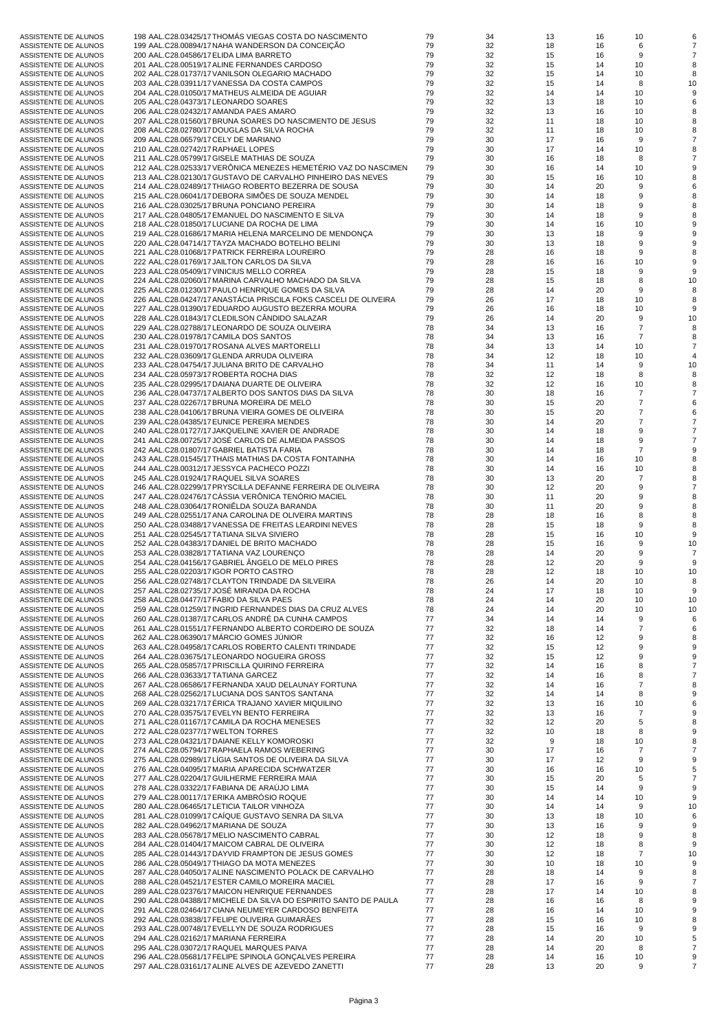| | | | | | | | |
|---|---|---|---|---|---|---|---|
| ASSISTENTE DE ALUNOS | 198 AAL.C28.03425/17 THOMÁS VIEGAS COSTA DO NASCIMENTO | 79 | 34 | 13 | 16 | 10 | 6 |
| ASSISTENTE DE ALUNOS | 199 AAL.C28.00894/17 NAHA WANDERSON DA CONCEIÇÃO | 79 | 32 | 18 | 16 | 6 | 7 |
| ASSISTENTE DE ALUNOS | 200 AAL.C28.04586/17 ELIDA LIMA BARRETO | 79 | 32 | 15 | 16 | 9 | 7 |
| ASSISTENTE DE ALUNOS | 201 AAL.C28.00519/17 ALINE FERNANDES CARDOSO | 79 | 32 | 15 | 14 | 10 | 8 |
| ASSISTENTE DE ALUNOS | 202 AAL.C28.01737/17 VANILSON OLEGARIO MACHADO | 79 | 32 | 15 | 14 | 10 | 8 |
| ASSISTENTE DE ALUNOS | 203 AAL.C28.03911/17 VANESSA DA COSTA CAMPOS | 79 | 32 | 15 | 14 | 8 | 10 |
| ASSISTENTE DE ALUNOS | 204 AAL.C28.01050/17 MATHEUS ALMEIDA DE AGUIAR | 79 | 32 | 14 | 14 | 10 | 9 |
| ASSISTENTE DE ALUNOS | 205 AAL.C28.04373/17 LEONARDO SOARES | 79 | 32 | 13 | 18 | 10 | 6 |
| ASSISTENTE DE ALUNOS | 206 AAL.C28.02432/17 AMANDA PAES AMARO | 79 | 32 | 13 | 16 | 10 | 8 |
| ASSISTENTE DE ALUNOS | 207 AAL.C28.01560/17 BRUNA SOARES DO NASCIMENTO DE JESUS | 79 | 32 | 11 | 18 | 10 | 8 |
| ASSISTENTE DE ALUNOS | 208 AAL.C28.02780/17 DOUGLAS DA SILVA ROCHA | 79 | 32 | 11 | 18 | 10 | 8 |
| ASSISTENTE DE ALUNOS | 209 AAL.C28.06579/17 CELY DE MARIANO | 79 | 30 | 17 | 16 | 9 | 7 |
| ASSISTENTE DE ALUNOS | 210 AAL.C28.02742/17 RAPHAEL LOPES | 79 | 30 | 17 | 14 | 10 | 8 |
| ASSISTENTE DE ALUNOS | 211 AAL.C28.05799/17 GISELE MATHIAS DE SOUZA | 79 | 30 | 16 | 18 | 8 | 7 |
| ASSISTENTE DE ALUNOS | 212 AAL.C28.02533/17 VERÔNICA MENEZES HEMETÉRIO VAZ DO NASCIMEN | 79 | 30 | 16 | 14 | 10 | 9 |
| ASSISTENTE DE ALUNOS | 213 AAL.C28.02130/17 GUSTAVO DE CARVALHO PINHEIRO DAS NEVES | 79 | 30 | 15 | 16 | 10 | 8 |
| ASSISTENTE DE ALUNOS | 214 AAL.C28.02489/17 THIAGO ROBERTO BEZERRA DE SOUSA | 79 | 30 | 14 | 20 | 9 | 6 |
| ASSISTENTE DE ALUNOS | 215 AAL.C28.06041/17 DEBORA SIMÕES DE SOUZA MENDEL | 79 | 30 | 14 | 18 | 9 | 8 |
| ASSISTENTE DE ALUNOS | 216 AAL.C28.03025/17 BRUNA PONCIANO PEREIRA | 79 | 30 | 14 | 18 | 9 | 8 |
| ASSISTENTE DE ALUNOS | 217 AAL.C28.04805/17 EMANUEL DO NASCIMENTO E SILVA | 79 | 30 | 14 | 18 | 9 | 8 |
| ASSISTENTE DE ALUNOS | 218 AAL.C28.01850/17 LUCIANE DA ROCHA DE LIMA | 79 | 30 | 14 | 16 | 10 | 9 |
| ASSISTENTE DE ALUNOS | 219 AAL.C28.01686/17 MARIA HELENA MARCELINO DE MENDONÇA | 79 | 30 | 13 | 18 | 9 | 9 |
| ASSISTENTE DE ALUNOS | 220 AAL.C28.04714/17 TAYZA MACHADO BOTELHO BELINI | 79 | 30 | 13 | 18 | 9 | 9 |
| ASSISTENTE DE ALUNOS | 221 AAL.C28.01068/17 PATRICK FERREIRA LOUREIRO | 79 | 28 | 16 | 18 | 9 | 8 |
| ASSISTENTE DE ALUNOS | 222 AAL.C28.01769/17 JAILTON CARLOS DA SILVA | 79 | 28 | 16 | 16 | 10 | 9 |
| ASSISTENTE DE ALUNOS | 223 AAL.C28.05409/17 VINICIUS MELLO CORREA | 79 | 28 | 15 | 18 | 9 | 9 |
| ASSISTENTE DE ALUNOS | 224 AAL.C28.02060/17 MARINA CARVALHO MACHADO DA SILVA | 79 | 28 | 15 | 18 | 8 | 10 |
| ASSISTENTE DE ALUNOS | 225 AAL.C28.01230/17 PAULO HENRIQUE GOMES DA SILVA | 79 | 28 | 14 | 20 | 9 | 8 |
| ASSISTENTE DE ALUNOS | 226 AAL.C28.04247/17 ANASTÁCIA PRISCILA FOKS CASCELI DE OLIVEIRA | 79 | 26 | 17 | 18 | 10 | 8 |
| ASSISTENTE DE ALUNOS | 227 AAL.C28.01390/17 EDUARDO AUGUSTO BEZERRA MOURA | 79 | 26 | 16 | 18 | 10 | 9 |
| ASSISTENTE DE ALUNOS | 228 AAL.C28.01843/17 CLEDILSON CÂNDIDO SALAZAR | 79 | 26 | 14 | 20 | 9 | 10 |
| ASSISTENTE DE ALUNOS | 229 AAL.C28.02788/17 LEONARDO DE SOUZA OLIVEIRA | 78 | 34 | 13 | 16 | 7 | 8 |
| ASSISTENTE DE ALUNOS | 230 AAL.C28.01978/17 CAMILA DOS SANTOS | 78 | 34 | 13 | 16 | 7 | 8 |
| ASSISTENTE DE ALUNOS | 231 AAL.C28.01970/17 ROSANA ALVES MARTORELLI | 78 | 34 | 13 | 14 | 10 | 7 |
| ASSISTENTE DE ALUNOS | 232 AAL.C28.03609/17 GLENDA ARRUDA OLIVEIRA | 78 | 34 | 12 | 18 | 10 | 4 |
| ASSISTENTE DE ALUNOS | 233 AAL.C28.04754/17 JULIANA BRITO DE CARVALHO | 78 | 34 | 11 | 14 | 9 | 10 |
| ASSISTENTE DE ALUNOS | 234 AAL.C28.05973/17 ROBERTA ROCHA DIAS | 78 | 32 | 12 | 18 | 8 | 8 |
| ASSISTENTE DE ALUNOS | 235 AAL.C28.02995/17 DAIANA DUARTE DE OLIVEIRA | 78 | 32 | 12 | 16 | 10 | 8 |
| ASSISTENTE DE ALUNOS | 236 AAL.C28.04737/17 ALBERTO DOS SANTOS DIAS DA SILVA | 78 | 30 | 18 | 16 | 7 | 7 |
| ASSISTENTE DE ALUNOS | 237 AAL.C28.02267/17 BRUNA MOREIRA DE MELO | 78 | 30 | 15 | 20 | 7 | 6 |
| ASSISTENTE DE ALUNOS | 238 AAL.C28.04106/17 BRUNA VIEIRA GOMES DE OLIVEIRA | 78 | 30 | 15 | 20 | 7 | 6 |
| ASSISTENTE DE ALUNOS | 239 AAL.C28.04385/17 EUNICE PEREIRA MENDES | 78 | 30 | 14 | 20 | 7 | 7 |
| ASSISTENTE DE ALUNOS | 240 AAL.C28.01727/17 JAKQUELINE XAVIER DE ANDRADE | 78 | 30 | 14 | 18 | 9 | 7 |
| ASSISTENTE DE ALUNOS | 241 AAL.C28.00725/17 JOSÉ CARLOS DE ALMEIDA PASSOS | 78 | 30 | 14 | 18 | 9 | 7 |
| ASSISTENTE DE ALUNOS | 242 AAL.C28.01807/17 GABRIEL BATISTA FARIA | 78 | 30 | 14 | 18 | 7 | 9 |
| ASSISTENTE DE ALUNOS | 243 AAL.C28.01545/17 THAIS MATHIAS DA COSTA FONTAINHA | 78 | 30 | 14 | 16 | 10 | 8 |
| ASSISTENTE DE ALUNOS | 244 AAL.C28.00312/17 JESSYCA PACHECO POZZI | 78 | 30 | 14 | 16 | 10 | 8 |
| ASSISTENTE DE ALUNOS | 245 AAL.C28.01924/17 RAQUEL SILVA SOARES | 78 | 30 | 13 | 20 | 7 | 8 |
| ASSISTENTE DE ALUNOS | 246 AAL.C28.02299/17 PRYSCILLA DEFANNE FERREIRA DE OLIVEIRA | 78 | 30 | 12 | 20 | 9 | 7 |
| ASSISTENTE DE ALUNOS | 247 AAL.C28.02476/17 CÁSSIA VERÔNICA TENÓRIO MACIEL | 78 | 30 | 11 | 20 | 9 | 8 |
| ASSISTENTE DE ALUNOS | 248 AAL.C28.03064/17 RONIÊLDA SOUZA BARANDA | 78 | 30 | 11 | 20 | 9 | 8 |
| ASSISTENTE DE ALUNOS | 249 AAL.C28.02551/17 ANA CAROLINA DE OLIVEIRA MARTINS | 78 | 28 | 18 | 16 | 8 | 8 |
| ASSISTENTE DE ALUNOS | 250 AAL.C28.03488/17 VANESSA DE FREITAS LEARDINI NEVES | 78 | 28 | 15 | 18 | 9 | 8 |
| ASSISTENTE DE ALUNOS | 251 AAL.C28.02545/17 TATIANA SILVA SIVIERO | 78 | 28 | 15 | 16 | 10 | 9 |
| ASSISTENTE DE ALUNOS | 252 AAL.C28.04383/17 DANIEL DE BRITO MACHADO | 78 | 28 | 15 | 16 | 9 | 10 |
| ASSISTENTE DE ALUNOS | 253 AAL.C28.03828/17 TATIANA VAZ LOURENÇO | 78 | 28 | 14 | 20 | 9 | 7 |
| ASSISTENTE DE ALUNOS | 254 AAL.C28.04156/17 GABRIEL ÂNGELO DE MELO PIRES | 78 | 28 | 12 | 20 | 9 | 9 |
| ASSISTENTE DE ALUNOS | 255 AAL.C28.02203/17 IGOR PORTO CASTRO | 78 | 28 | 12 | 18 | 10 | 10 |
| ASSISTENTE DE ALUNOS | 256 AAL.C28.02748/17 CLAYTON TRINDADE DA SILVEIRA | 78 | 26 | 14 | 20 | 10 | 8 |
| ASSISTENTE DE ALUNOS | 257 AAL.C28.02735/17 JOSÉ MIRANDA DA ROCHA | 78 | 24 | 17 | 18 | 10 | 9 |
| ASSISTENTE DE ALUNOS | 258 AAL.C28.04477/17 FABIO DA SILVA PAES | 78 | 24 | 14 | 20 | 10 | 10 |
| ASSISTENTE DE ALUNOS | 259 AAL.C28.01259/17 INGRID FERNANDES DIAS DA CRUZ ALVES | 78 | 24 | 14 | 20 | 10 | 10 |
| ASSISTENTE DE ALUNOS | 260 AAL.C28.01387/17 CARLOS ANDRÉ DA CUNHA CAMPOS | 77 | 34 | 14 | 14 | 9 | 6 |
| ASSISTENTE DE ALUNOS | 261 AAL.C28.01551/17 FERNANDO ALBERTO CORDEIRO DE SOUZA | 77 | 32 | 18 | 14 | 7 | 6 |
| ASSISTENTE DE ALUNOS | 262 AAL.C28.06390/17 MÁRCIO GOMES JÚNIOR | 77 | 32 | 16 | 12 | 9 | 8 |
| ASSISTENTE DE ALUNOS | 263 AAL.C28.04958/17 CARLOS ROBERTO CALENTI TRINDADE | 77 | 32 | 15 | 12 | 9 | 9 |
| ASSISTENTE DE ALUNOS | 264 AAL.C28.03675/17 LEONARDO NOGUEIRA GROSS | 77 | 32 | 15 | 12 | 9 | 9 |
| ASSISTENTE DE ALUNOS | 265 AAL.C28.05857/17 PRISCILLA QUIRINO FERREIRA | 77 | 32 | 14 | 16 | 8 | 7 |
| ASSISTENTE DE ALUNOS | 266 AAL.C28.03633/17 TATIANA GARCEZ | 77 | 32 | 14 | 16 | 8 | 7 |
| ASSISTENTE DE ALUNOS | 267 AAL.C28.06586/17 FERNANDA XAUD DELAUNAY FORTUNA | 77 | 32 | 14 | 16 | 7 | 8 |
| ASSISTENTE DE ALUNOS | 268 AAL.C28.02562/17 LUCIANA DOS SANTOS SANTANA | 77 | 32 | 14 | 14 | 8 | 9 |
| ASSISTENTE DE ALUNOS | 269 AAL.C28.03217/17 ÉRICA TRAJANO XAVIER MIQUILINO | 77 | 32 | 13 | 16 | 10 | 6 |
| ASSISTENTE DE ALUNOS | 270 AAL.C28.03575/17 EVELYN BENTO FERREIRA | 77 | 32 | 13 | 16 | 7 | 9 |
| ASSISTENTE DE ALUNOS | 271 AAL.C28.01167/17 CAMILA DA ROCHA MENESES | 77 | 32 | 12 | 20 | 5 | 8 |
| ASSISTENTE DE ALUNOS | 272 AAL.C28.02377/17 WELTON TORRES | 77 | 32 | 10 | 18 | 8 | 9 |
| ASSISTENTE DE ALUNOS | 273 AAL.C28.04321/17 DAIANE KELLY KOMOROSKI | 77 | 32 | 9 | 18 | 10 | 8 |
| ASSISTENTE DE ALUNOS | 274 AAL.C28.05794/17 RAPHAELA RAMOS WEBERING | 77 | 30 | 17 | 16 | 7 | 7 |
| ASSISTENTE DE ALUNOS | 275 AAL.C28.02989/17 LÍGIA SANTOS DE OLIVEIRA DA SILVA | 77 | 30 | 17 | 12 | 9 | 9 |
| ASSISTENTE DE ALUNOS | 276 AAL.C28.04095/17 MARIA APARECIDA SCHWATZER | 77 | 30 | 16 | 16 | 10 | 5 |
| ASSISTENTE DE ALUNOS | 277 AAL.C28.02204/17 GUILHERME FERREIRA MAIA | 77 | 30 | 15 | 20 | 5 | 7 |
| ASSISTENTE DE ALUNOS | 278 AAL.C28.03322/17 FABIANA DE ARAÚJO LIMA | 77 | 30 | 15 | 14 | 9 | 9 |
| ASSISTENTE DE ALUNOS | 279 AAL.C28.00117/17 ERIKA AMBRÓSIO ROQUE | 77 | 30 | 14 | 14 | 10 | 9 |
| ASSISTENTE DE ALUNOS | 280 AAL.C28.06465/17 LETICIA TAILOR VINHOZA | 77 | 30 | 14 | 14 | 9 | 10 |
| ASSISTENTE DE ALUNOS | 281 AAL.C28.01099/17 CAÍQUE GUSTAVO SENRA DA SILVA | 77 | 30 | 13 | 18 | 10 | 6 |
| ASSISTENTE DE ALUNOS | 282 AAL.C28.04962/17 MARIANA DE SOUZA | 77 | 30 | 13 | 16 | 9 | 9 |
| ASSISTENTE DE ALUNOS | 283 AAL.C28.05678/17 MELIO NASCIMENTO CABRAL | 77 | 30 | 12 | 18 | 9 | 8 |
| ASSISTENTE DE ALUNOS | 284 AAL.C28.01404/17 MAICOM CABRAL DE OLIVEIRA | 77 | 30 | 12 | 18 | 8 | 9 |
| ASSISTENTE DE ALUNOS | 285 AAL.C28.01443/17 DAYVID FRAMPTON DE JESUS GOMES | 77 | 30 | 12 | 18 | 7 | 10 |
| ASSISTENTE DE ALUNOS | 286 AAL.C28.05049/17 THIAGO DA MOTA MENEZES | 77 | 30 | 10 | 18 | 10 | 9 |
| ASSISTENTE DE ALUNOS | 287 AAL.C28.04050/17 ALINE NASCIMENTO POLACK DE CARVALHO | 77 | 28 | 18 | 14 | 9 | 8 |
| ASSISTENTE DE ALUNOS | 288 AAL.C28.04521/17 ESTER CAMILO MOREIRA MACIEL | 77 | 28 | 17 | 16 | 9 | 7 |
| ASSISTENTE DE ALUNOS | 289 AAL.C28.02376/17 MAICON HENRIQUE FERNANDES | 77 | 28 | 17 | 14 | 10 | 8 |
| ASSISTENTE DE ALUNOS | 290 AAL.C28.04388/17 MICHELE DA SILVA DO ESPIRITO SANTO DE PAULA | 77 | 28 | 16 | 16 | 8 | 9 |
| ASSISTENTE DE ALUNOS | 291 AAL.C28.02464/17 CIANA NEUMEYER CARDOSO BENFEITA | 77 | 28 | 16 | 14 | 10 | 9 |
| ASSISTENTE DE ALUNOS | 292 AAL.C28.03838/17 FELIPE OLIVEIRA GUIMARÃES | 77 | 28 | 15 | 16 | 10 | 8 |
| ASSISTENTE DE ALUNOS | 293 AAL.C28.00748/17 EVELLYN DE SOUZA RODRIGUES | 77 | 28 | 15 | 16 | 9 | 9 |
| ASSISTENTE DE ALUNOS | 294 AAL.C28.02162/17 MARIANA FERREIRA | 77 | 28 | 14 | 20 | 10 | 5 |
| ASSISTENTE DE ALUNOS | 295 AAL.C28.03072/17 RAQUEL MARQUES PAIVA | 77 | 28 | 14 | 20 | 8 | 7 |
| ASSISTENTE DE ALUNOS | 296 AAL.C28.05681/17 FELIPE SPINOLA GONÇALVES PEREIRA | 77 | 28 | 14 | 16 | 10 | 9 |
| ASSISTENTE DE ALUNOS | 297 AAL.C28.03161/17 ALINE ALVES DE AZEVEDO ZANETTI | 77 | 28 | 13 | 20 | 9 | 7 |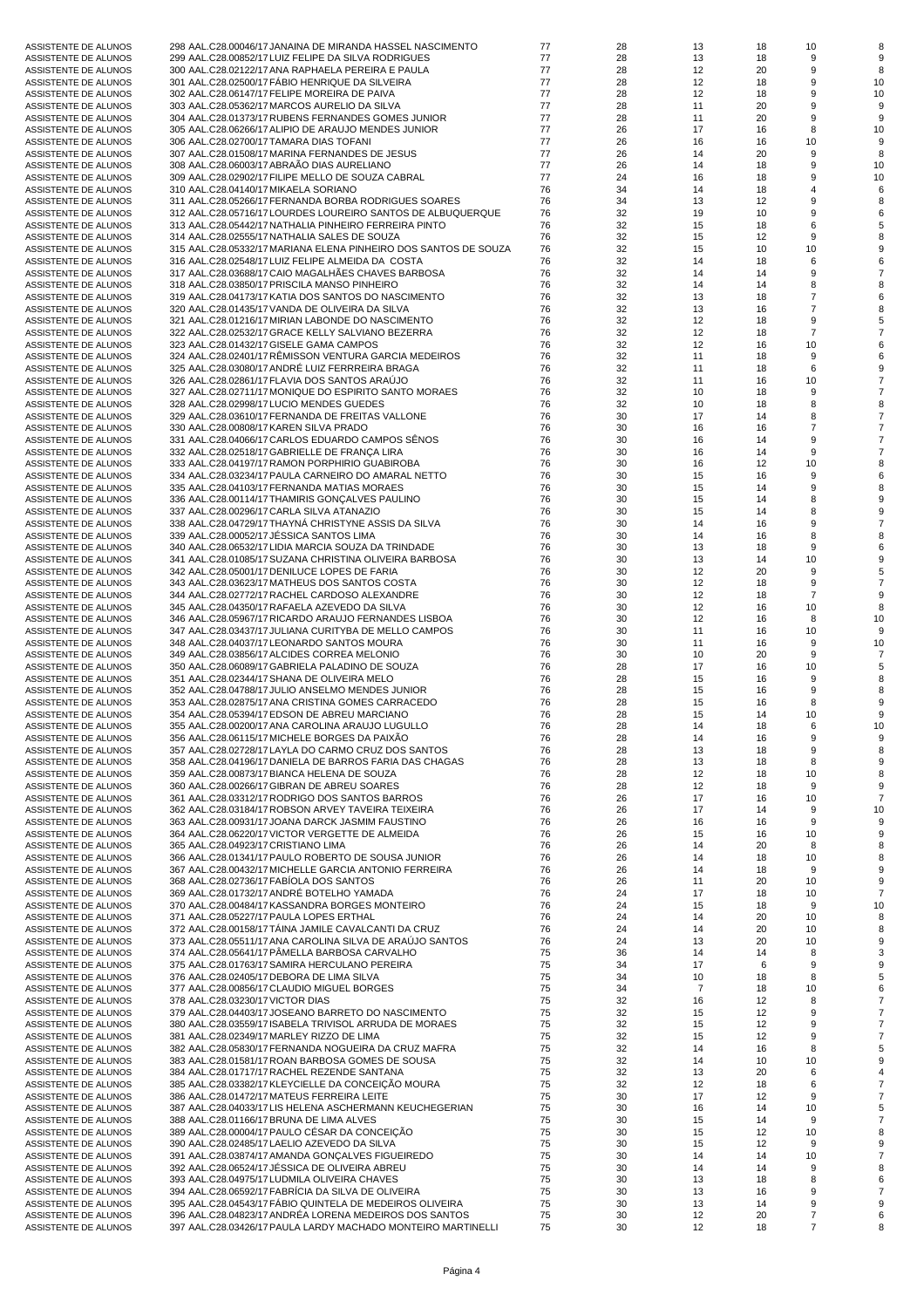| | | | | | | | |
|---|---|---|---|---|---|---|---|
| ASSISTENTE DE ALUNOS | 298 AAL.C28.00046/17 JANAINA DE MIRANDA HASSEL NASCIMENTO | 77 | 28 | 13 | 18 | 10 | 8 |
| ASSISTENTE DE ALUNOS | 299 AAL.C28.00852/17 LUIZ FELIPE DA SILVA RODRIGUES | 77 | 28 | 13 | 18 | 9 | 9 |
| ASSISTENTE DE ALUNOS | 300 AAL.C28.02122/17 ANA RAPHAELA PEREIRA E PAULA | 77 | 28 | 12 | 20 | 9 | 8 |
| ASSISTENTE DE ALUNOS | 301 AAL.C28.02500/17 FÁBIO HENRIQUE DA SILVEIRA | 77 | 28 | 12 | 18 | 9 | 10 |
| ASSISTENTE DE ALUNOS | 302 AAL.C28.06147/17 FELIPE MOREIRA DE PAIVA | 77 | 28 | 12 | 18 | 9 | 10 |
| ASSISTENTE DE ALUNOS | 303 AAL.C28.05362/17 MARCOS AURELIO DA SILVA | 77 | 28 | 11 | 20 | 9 | 9 |
| ASSISTENTE DE ALUNOS | 304 AAL.C28.01373/17 RUBENS FERNANDES GOMES JUNIOR | 77 | 28 | 11 | 20 | 9 | 9 |
| ASSISTENTE DE ALUNOS | 305 AAL.C28.06266/17 ALIPIO DE ARAUJO MENDES JUNIOR | 77 | 26 | 17 | 16 | 8 | 10 |
| ASSISTENTE DE ALUNOS | 306 AAL.C28.02700/17 TAMARA DIAS TOFANI | 77 | 26 | 16 | 16 | 10 | 9 |
| ASSISTENTE DE ALUNOS | 307 AAL.C28.01508/17 MARINA FERNANDES DE JESUS | 77 | 26 | 14 | 20 | 9 | 8 |
| ASSISTENTE DE ALUNOS | 308 AAL.C28.06003/17 ABRAÃO DIAS AURELIANO | 77 | 26 | 14 | 18 | 9 | 10 |
| ASSISTENTE DE ALUNOS | 309 AAL.C28.02902/17 FILIPE MELLO DE SOUZA CABRAL | 77 | 24 | 16 | 18 | 9 | 10 |
| ASSISTENTE DE ALUNOS | 310 AAL.C28.04140/17 MIKAELA SORIANO | 76 | 34 | 14 | 18 | 4 | 6 |
| ASSISTENTE DE ALUNOS | 311 AAL.C28.05266/17 FERNANDA BORBA RODRIGUES SOARES | 76 | 34 | 13 | 12 | 9 | 8 |
| ASSISTENTE DE ALUNOS | 312 AAL.C28.05716/17 LOURDES LOUREIRO SANTOS DE ALBUQUERQUE | 76 | 32 | 19 | 10 | 9 | 6 |
| ASSISTENTE DE ALUNOS | 313 AAL.C28.05442/17 NATHALIA PINHEIRO FERREIRA PINTO | 76 | 32 | 15 | 18 | 6 | 5 |
| ASSISTENTE DE ALUNOS | 314 AAL.C28.02555/17 NATHALIA SALES DE SOUZA | 76 | 32 | 15 | 12 | 9 | 8 |
| ASSISTENTE DE ALUNOS | 315 AAL.C28.05332/17 MARIANA ELENA PINHEIRO DOS SANTOS DE SOUZA | 76 | 32 | 15 | 10 | 10 | 9 |
| ASSISTENTE DE ALUNOS | 316 AAL.C28.02548/17 LUIZ FELIPE ALMEIDA DA COSTA | 76 | 32 | 14 | 18 | 6 | 6 |
| ASSISTENTE DE ALUNOS | 317 AAL.C28.03688/17 CAIO MAGALHÃES CHAVES BARBOSA | 76 | 32 | 14 | 14 | 9 | 7 |
| ASSISTENTE DE ALUNOS | 318 AAL.C28.03850/17 PRISCILA MANSO PINHEIRO | 76 | 32 | 14 | 14 | 8 | 8 |
| ASSISTENTE DE ALUNOS | 319 AAL.C28.04173/17 KATIA DOS SANTOS DO NASCIMENTO | 76 | 32 | 13 | 18 | 7 | 6 |
| ASSISTENTE DE ALUNOS | 320 AAL.C28.01435/17 VANDA DE OLIVEIRA DA SILVA | 76 | 32 | 13 | 16 | 7 | 8 |
| ASSISTENTE DE ALUNOS | 321 AAL.C28.01216/17 MIRIAN LABONDE DO NASCIMENTO | 76 | 32 | 12 | 18 | 9 | 5 |
| ASSISTENTE DE ALUNOS | 322 AAL.C28.02532/17 GRACE KELLY SALVIANO BEZERRA | 76 | 32 | 12 | 18 | 7 | 7 |
| ASSISTENTE DE ALUNOS | 323 AAL.C28.01432/17 GISELE GAMA CAMPOS | 76 | 32 | 12 | 16 | 10 | 6 |
| ASSISTENTE DE ALUNOS | 324 AAL.C28.02401/17 RÊMISSON VENTURA GARCIA MEDEIROS | 76 | 32 | 11 | 18 | 9 | 6 |
| ASSISTENTE DE ALUNOS | 325 AAL.C28.03080/17 ANDRÉ LUIZ FERRREIRA BRAGA | 76 | 32 | 11 | 18 | 6 | 9 |
| ASSISTENTE DE ALUNOS | 326 AAL.C28.02861/17 FLAVIA DOS SANTOS ARAÚJO | 76 | 32 | 11 | 16 | 10 | 7 |
| ASSISTENTE DE ALUNOS | 327 AAL.C28.02711/17 MONIQUE DO ESPIRITO SANTO MORAES | 76 | 32 | 10 | 18 | 9 | 7 |
| ASSISTENTE DE ALUNOS | 328 AAL.C28.02998/17 LUCIO MENDES GUEDES | 76 | 32 | 10 | 18 | 8 | 8 |
| ASSISTENTE DE ALUNOS | 329 AAL.C28.03610/17 FERNANDA DE FREITAS VALLONE | 76 | 30 | 17 | 14 | 8 | 7 |
| ASSISTENTE DE ALUNOS | 330 AAL.C28.00808/17 KAREN SILVA PRADO | 76 | 30 | 16 | 16 | 7 | 7 |
| ASSISTENTE DE ALUNOS | 331 AAL.C28.04066/17 CARLOS EDUARDO CAMPOS SÊNOS | 76 | 30 | 16 | 14 | 9 | 7 |
| ASSISTENTE DE ALUNOS | 332 AAL.C28.02518/17 GABRIELLE DE FRANÇA LIRA | 76 | 30 | 16 | 14 | 9 | 7 |
| ASSISTENTE DE ALUNOS | 333 AAL.C28.04197/17 RAMON PORPHIRIO GUABIROBA | 76 | 30 | 16 | 12 | 10 | 8 |
| ASSISTENTE DE ALUNOS | 334 AAL.C28.03234/17 PAULA CARNEIRO DO AMARAL NETTO | 76 | 30 | 15 | 16 | 9 | 6 |
| ASSISTENTE DE ALUNOS | 335 AAL.C28.04103/17 FERNANDA MATIAS MORAES | 76 | 30 | 15 | 14 | 9 | 8 |
| ASSISTENTE DE ALUNOS | 336 AAL.C28.00114/17 THAMIRIS GONÇALVES PAULINO | 76 | 30 | 15 | 14 | 8 | 9 |
| ASSISTENTE DE ALUNOS | 337 AAL.C28.00296/17 CARLA SILVA ATANAZIO | 76 | 30 | 15 | 14 | 8 | 9 |
| ASSISTENTE DE ALUNOS | 338 AAL.C28.04729/17 THAYNÁ CHRISTYNE ASSIS DA SILVA | 76 | 30 | 14 | 16 | 9 | 7 |
| ASSISTENTE DE ALUNOS | 339 AAL.C28.00052/17 JÉSSICA SANTOS LIMA | 76 | 30 | 14 | 16 | 8 | 8 |
| ASSISTENTE DE ALUNOS | 340 AAL.C28.06532/17 LIDIA MARCIA SOUZA DA TRINDADE | 76 | 30 | 13 | 18 | 9 | 6 |
| ASSISTENTE DE ALUNOS | 341 AAL.C28.01085/17 SUZANA CHRISTINA OLIVEIRA BARBOSA | 76 | 30 | 13 | 14 | 10 | 9 |
| ASSISTENTE DE ALUNOS | 342 AAL.C28.05001/17 DENILUCE LOPES DE FARIA | 76 | 30 | 12 | 20 | 9 | 5 |
| ASSISTENTE DE ALUNOS | 343 AAL.C28.03623/17 MATHEUS DOS SANTOS COSTA | 76 | 30 | 12 | 18 | 9 | 7 |
| ASSISTENTE DE ALUNOS | 344 AAL.C28.02772/17 RACHEL CARDOSO ALEXANDRE | 76 | 30 | 12 | 18 | 7 | 9 |
| ASSISTENTE DE ALUNOS | 345 AAL.C28.04350/17 RAFAELA AZEVEDO DA SILVA | 76 | 30 | 12 | 16 | 10 | 8 |
| ASSISTENTE DE ALUNOS | 346 AAL.C28.05967/17 RICARDO ARAUJO FERNANDES LISBOA | 76 | 30 | 12 | 16 | 8 | 10 |
| ASSISTENTE DE ALUNOS | 347 AAL.C28.03437/17 JULIANA CURITYBA DE MELLO CAMPOS | 76 | 30 | 11 | 16 | 10 | 9 |
| ASSISTENTE DE ALUNOS | 348 AAL.C28.04037/17 LEONARDO SANTOS MOURA | 76 | 30 | 11 | 16 | 9 | 10 |
| ASSISTENTE DE ALUNOS | 349 AAL.C28.03856/17 ALCIDES CORREA MELONIO | 76 | 30 | 10 | 20 | 9 | 7 |
| ASSISTENTE DE ALUNOS | 350 AAL.C28.06089/17 GABRIELA PALADINO DE SOUZA | 76 | 28 | 17 | 16 | 10 | 5 |
| ASSISTENTE DE ALUNOS | 351 AAL.C28.02344/17 SHANA DE OLIVEIRA MELO | 76 | 28 | 15 | 16 | 9 | 8 |
| ASSISTENTE DE ALUNOS | 352 AAL.C28.04788/17 JULIO ANSELMO MENDES JUNIOR | 76 | 28 | 15 | 16 | 9 | 8 |
| ASSISTENTE DE ALUNOS | 353 AAL.C28.02875/17 ANA CRISTINA GOMES CARRACEDO | 76 | 28 | 15 | 16 | 8 | 9 |
| ASSISTENTE DE ALUNOS | 354 AAL.C28.05394/17 EDSON DE ABREU MARCIANO | 76 | 28 | 15 | 14 | 10 | 9 |
| ASSISTENTE DE ALUNOS | 355 AAL.C28.00200/17 ANA CAROLINA ARAUJO LUGULLO | 76 | 28 | 14 | 18 | 6 | 10 |
| ASSISTENTE DE ALUNOS | 356 AAL.C28.06115/17 MICHELE BORGES DA PAIXÃO | 76 | 28 | 14 | 16 | 9 | 9 |
| ASSISTENTE DE ALUNOS | 357 AAL.C28.02728/17 LAYLA DO CARMO CRUZ DOS SANTOS | 76 | 28 | 13 | 18 | 9 | 8 |
| ASSISTENTE DE ALUNOS | 358 AAL.C28.04196/17 DANIELA DE BARROS FARIA DAS CHAGAS | 76 | 28 | 13 | 18 | 8 | 9 |
| ASSISTENTE DE ALUNOS | 359 AAL.C28.00873/17 BIANCA HELENA DE SOUZA | 76 | 28 | 12 | 18 | 10 | 8 |
| ASSISTENTE DE ALUNOS | 360 AAL.C28.00266/17 GIBRAN DE ABREU SOARES | 76 | 28 | 12 | 18 | 9 | 9 |
| ASSISTENTE DE ALUNOS | 361 AAL.C28.03312/17 RODRIGO DOS SANTOS BARROS | 76 | 26 | 17 | 16 | 10 | 7 |
| ASSISTENTE DE ALUNOS | 362 AAL.C28.03184/17 ROBSON ARVEY TAVEIRA TEIXEIRA | 76 | 26 | 17 | 14 | 9 | 10 |
| ASSISTENTE DE ALUNOS | 363 AAL.C28.00931/17 JOANA DARCK JASMIM FAUSTINO | 76 | 26 | 16 | 16 | 9 | 9 |
| ASSISTENTE DE ALUNOS | 364 AAL.C28.06220/17 VICTOR VERGETTE DE ALMEIDA | 76 | 26 | 15 | 16 | 10 | 9 |
| ASSISTENTE DE ALUNOS | 365 AAL.C28.04923/17 CRISTIANO LIMA | 76 | 26 | 14 | 20 | 8 | 8 |
| ASSISTENTE DE ALUNOS | 366 AAL.C28.01341/17 PAULO ROBERTO DE SOUSA JUNIOR | 76 | 26 | 14 | 18 | 10 | 8 |
| ASSISTENTE DE ALUNOS | 367 AAL.C28.00432/17 MICHELLE GARCIA ANTONIO FERREIRA | 76 | 26 | 14 | 18 | 9 | 9 |
| ASSISTENTE DE ALUNOS | 368 AAL.C28.02736/17 FABÍOLA DOS SANTOS | 76 | 26 | 11 | 20 | 10 | 9 |
| ASSISTENTE DE ALUNOS | 369 AAL.C28.01732/17 ANDRÉ BOTELHO YAMADA | 76 | 24 | 17 | 18 | 10 | 7 |
| ASSISTENTE DE ALUNOS | 370 AAL.C28.00484/17 KASSANDRA BORGES MONTEIRO | 76 | 24 | 15 | 18 | 9 | 10 |
| ASSISTENTE DE ALUNOS | 371 AAL.C28.05227/17 PAULA LOPES ERTHAL | 76 | 24 | 14 | 20 | 10 | 8 |
| ASSISTENTE DE ALUNOS | 372 AAL.C28.00158/17 TÁINA JAMILE CAVALCANTI DA CRUZ | 76 | 24 | 14 | 20 | 10 | 8 |
| ASSISTENTE DE ALUNOS | 373 AAL.C28.05511/17 ANA CAROLINA SILVA DE ARAÚJO SANTOS | 76 | 24 | 13 | 20 | 10 | 9 |
| ASSISTENTE DE ALUNOS | 374 AAL.C28.05641/17 PÂMELLA BARBOSA CARVALHO | 75 | 36 | 14 | 14 | 8 | 3 |
| ASSISTENTE DE ALUNOS | 375 AAL.C28.01763/17 SAMIRA HERCULANO PEREIRA | 75 | 34 | 17 | 6 | 9 | 9 |
| ASSISTENTE DE ALUNOS | 376 AAL.C28.02405/17 DEBORA DE LIMA SILVA | 75 | 34 | 10 | 18 | 8 | 5 |
| ASSISTENTE DE ALUNOS | 377 AAL.C28.00856/17 CLAUDIO MIGUEL BORGES | 75 | 34 | 7 | 18 | 10 | 6 |
| ASSISTENTE DE ALUNOS | 378 AAL.C28.03230/17 VICTOR DIAS | 75 | 32 | 16 | 12 | 8 | 7 |
| ASSISTENTE DE ALUNOS | 379 AAL.C28.04403/17 JOSEANO BARRETO DO NASCIMENTO | 75 | 32 | 15 | 12 | 9 | 7 |
| ASSISTENTE DE ALUNOS | 380 AAL.C28.03559/17 ISABELA TRIVISOL ARRUDA DE MORAES | 75 | 32 | 15 | 12 | 9 | 7 |
| ASSISTENTE DE ALUNOS | 381 AAL.C28.02349/17 MARLEY RIZZO DE LIMA | 75 | 32 | 15 | 12 | 9 | 7 |
| ASSISTENTE DE ALUNOS | 382 AAL.C28.05830/17 FERNANDA NOGUEIRA DA CRUZ MAFRA | 75 | 32 | 14 | 16 | 8 | 5 |
| ASSISTENTE DE ALUNOS | 383 AAL.C28.01581/17 ROAN BARBOSA GOMES DE SOUSA | 75 | 32 | 14 | 10 | 10 | 9 |
| ASSISTENTE DE ALUNOS | 384 AAL.C28.01717/17 RACHEL REZENDE SANTANA | 75 | 32 | 13 | 20 | 6 | 4 |
| ASSISTENTE DE ALUNOS | 385 AAL.C28.03382/17 KLEYCIELLE DA CONCEIÇÃO MOURA | 75 | 32 | 12 | 18 | 6 | 7 |
| ASSISTENTE DE ALUNOS | 386 AAL.C28.01472/17 MATEUS FERREIRA LEITE | 75 | 30 | 17 | 12 | 9 | 7 |
| ASSISTENTE DE ALUNOS | 387 AAL.C28.04033/17 LIS HELENA ASCHERMANN KEUCHEGERIAN | 75 | 30 | 16 | 14 | 10 | 5 |
| ASSISTENTE DE ALUNOS | 388 AAL.C28.01166/17 BRUNA DE LIMA ALVES | 75 | 30 | 15 | 14 | 9 | 7 |
| ASSISTENTE DE ALUNOS | 389 AAL.C28.00004/17 PAULO CÉSAR DA CONCEIÇÃO | 75 | 30 | 15 | 12 | 10 | 8 |
| ASSISTENTE DE ALUNOS | 390 AAL.C28.02485/17 LAELIO AZEVEDO DA SILVA | 75 | 30 | 15 | 12 | 9 | 9 |
| ASSISTENTE DE ALUNOS | 391 AAL.C28.03874/17 AMANDA GONÇALVES FIGUEIREDO | 75 | 30 | 14 | 14 | 10 | 7 |
| ASSISTENTE DE ALUNOS | 392 AAL.C28.06524/17 JÉSSICA DE OLIVEIRA ABREU | 75 | 30 | 14 | 14 | 9 | 8 |
| ASSISTENTE DE ALUNOS | 393 AAL.C28.04975/17 LUDMILA OLIVEIRA CHAVES | 75 | 30 | 13 | 18 | 8 | 6 |
| ASSISTENTE DE ALUNOS | 394 AAL.C28.06592/17 FABRÍCIA DA SILVA DE OLIVEIRA | 75 | 30 | 13 | 16 | 9 | 7 |
| ASSISTENTE DE ALUNOS | 395 AAL.C28.04543/17 FÁBIO QUINTELA DE MEDEIROS OLIVEIRA | 75 | 30 | 13 | 14 | 9 | 9 |
| ASSISTENTE DE ALUNOS | 396 AAL.C28.04823/17 ANDRÉA LORENA MEDEIROS DOS SANTOS | 75 | 30 | 12 | 20 | 7 | 6 |
| ASSISTENTE DE ALUNOS | 397 AAL.C28.03426/17 PAULA LARDY MACHADO MONTEIRO MARTINELLI | 75 | 30 | 12 | 18 | 7 | 8 |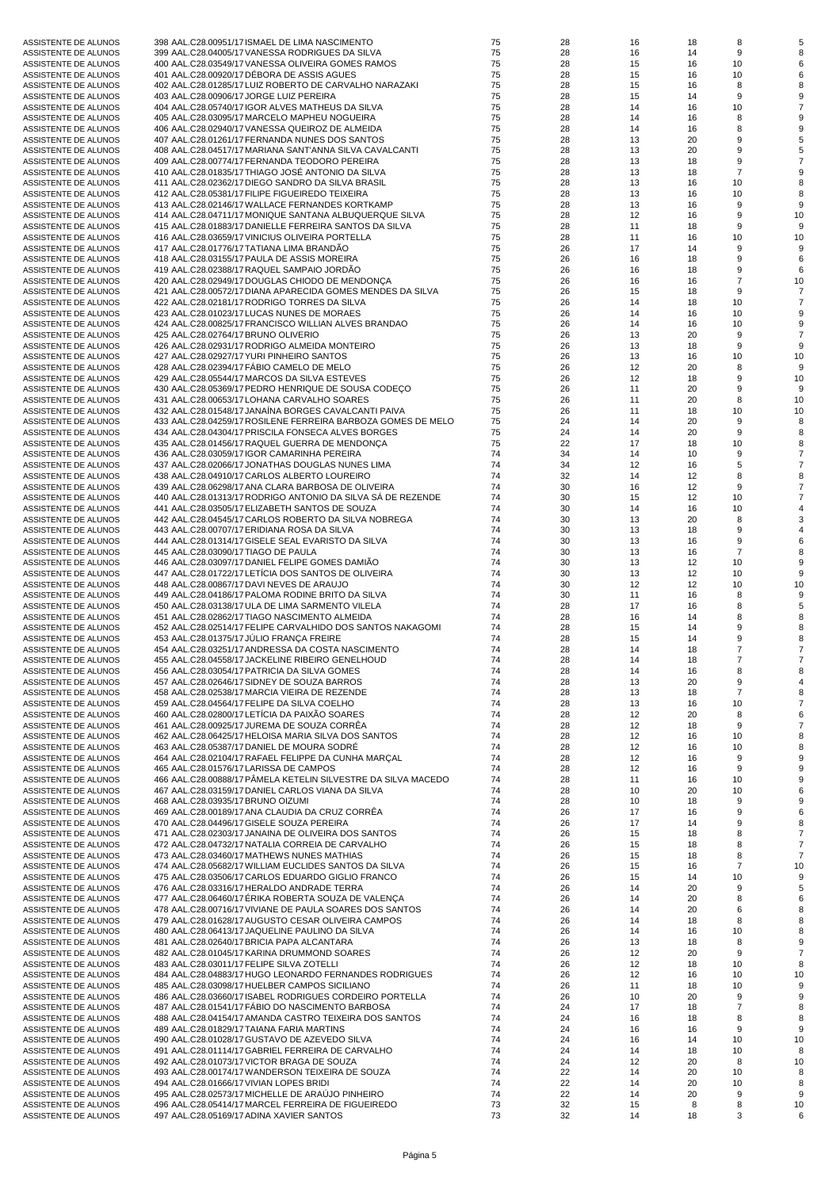| | | | | | | | |
|---|---|---|---|---|---|---|---|
| ASSISTENTE DE ALUNOS | 398 AAL.C28.00951/17 ISMAEL DE LIMA NASCIMENTO | 75 | 28 | 16 | 18 | 8 | 5 |
| ASSISTENTE DE ALUNOS | 399 AAL.C28.04005/17 VANESSA RODRIGUES DA SILVA | 75 | 28 | 16 | 14 | 9 | 8 |
| ASSISTENTE DE ALUNOS | 400 AAL.C28.03549/17 VANESSA OLIVEIRA GOMES RAMOS | 75 | 28 | 15 | 16 | 10 | 6 |
| ASSISTENTE DE ALUNOS | 401 AAL.C28.00920/17 DÉBORA DE ASSIS AGUES | 75 | 28 | 15 | 16 | 10 | 6 |
| ASSISTENTE DE ALUNOS | 402 AAL.C28.01285/17 LUIZ ROBERTO DE CARVALHO NARAZAKI | 75 | 28 | 15 | 16 | 8 | 8 |
| ASSISTENTE DE ALUNOS | 403 AAL.C28.00906/17 JORGE LUIZ PEREIRA | 75 | 28 | 15 | 14 | 9 | 9 |
| ASSISTENTE DE ALUNOS | 404 AAL.C28.05740/17 IGOR ALVES MATHEUS DA SILVA | 75 | 28 | 14 | 16 | 10 | 7 |
| ASSISTENTE DE ALUNOS | 405 AAL.C28.03095/17 MARCELO MAPHEU NOGUEIRA | 75 | 28 | 14 | 16 | 8 | 9 |
| ASSISTENTE DE ALUNOS | 406 AAL.C28.02940/17 VANESSA QUEIROZ DE ALMEIDA | 75 | 28 | 14 | 16 | 8 | 9 |
| ASSISTENTE DE ALUNOS | 407 AAL.C28.01261/17 FERNANDA NUNES DOS SANTOS | 75 | 28 | 13 | 20 | 9 | 5 |
| ASSISTENTE DE ALUNOS | 408 AAL.C28.04517/17 MARIANA SANT'ANNA SILVA CAVALCANTI | 75 | 28 | 13 | 20 | 9 | 5 |
| ASSISTENTE DE ALUNOS | 409 AAL.C28.00774/17 FERNANDA TEODORO PEREIRA | 75 | 28 | 13 | 18 | 9 | 7 |
| ASSISTENTE DE ALUNOS | 410 AAL.C28.01835/17 THIAGO JOSÉ ANTONIO DA SILVA | 75 | 28 | 13 | 18 | 7 | 9 |
| ASSISTENTE DE ALUNOS | 411 AAL.C28.02362/17 DIEGO SANDRO DA SILVA BRASIL | 75 | 28 | 13 | 16 | 10 | 8 |
| ASSISTENTE DE ALUNOS | 412 AAL.C28.05381/17 FILIPE FIGUEIREDO TEIXEIRA | 75 | 28 | 13 | 16 | 10 | 8 |
| ASSISTENTE DE ALUNOS | 413 AAL.C28.02146/17 WALLACE FERNANDES KORTKAMP | 75 | 28 | 13 | 16 | 9 | 9 |
| ASSISTENTE DE ALUNOS | 414 AAL.C28.04711/17 MONIQUE SANTANA ALBUQUERQUE SILVA | 75 | 28 | 12 | 16 | 9 | 10 |
| ASSISTENTE DE ALUNOS | 415 AAL.C28.01883/17 DANIELLE FERREIRA SANTOS DA SILVA | 75 | 28 | 11 | 18 | 9 | 9 |
| ASSISTENTE DE ALUNOS | 416 AAL.C28.03659/17 VINICIUS OLIVEIRA PORTELLA | 75 | 28 | 11 | 16 | 10 | 10 |
| ASSISTENTE DE ALUNOS | 417 AAL.C28.01776/17 TATIANA LIMA BRANDÃO | 75 | 26 | 17 | 14 | 9 | 9 |
| ASSISTENTE DE ALUNOS | 418 AAL.C28.03155/17 PAULA DE ASSIS MOREIRA | 75 | 26 | 16 | 18 | 9 | 6 |
| ASSISTENTE DE ALUNOS | 419 AAL.C28.02388/17 RAQUEL SAMPAIO JORDÃO | 75 | 26 | 16 | 18 | 9 | 6 |
| ASSISTENTE DE ALUNOS | 420 AAL.C28.02949/17 DOUGLAS CHIODO DE MENDONÇA | 75 | 26 | 16 | 16 | 7 | 10 |
| ASSISTENTE DE ALUNOS | 421 AAL.C28.00572/17 DIANA APARECIDA GOMES MENDES DA SILVA | 75 | 26 | 15 | 18 | 9 | 7 |
| ASSISTENTE DE ALUNOS | 422 AAL.C28.02181/17 RODRIGO TORRES DA SILVA | 75 | 26 | 14 | 18 | 10 | 7 |
| ASSISTENTE DE ALUNOS | 423 AAL.C28.01023/17 LUCAS NUNES DE MORAES | 75 | 26 | 14 | 16 | 10 | 9 |
| ASSISTENTE DE ALUNOS | 424 AAL.C28.00825/17 FRANCISCO WILLIAN ALVES BRANDAO | 75 | 26 | 14 | 16 | 10 | 9 |
| ASSISTENTE DE ALUNOS | 425 AAL.C28.02764/17 BRUNO OLIVERIO | 75 | 26 | 13 | 20 | 9 | 7 |
| ASSISTENTE DE ALUNOS | 426 AAL.C28.02931/17 RODRIGO ALMEIDA MONTEIRO | 75 | 26 | 13 | 18 | 9 | 9 |
| ASSISTENTE DE ALUNOS | 427 AAL.C28.02927/17 YURI PINHEIRO SANTOS | 75 | 26 | 13 | 16 | 10 | 10 |
| ASSISTENTE DE ALUNOS | 428 AAL.C28.02394/17 FÁBIO CAMELO DE MELO | 75 | 26 | 12 | 20 | 8 | 9 |
| ASSISTENTE DE ALUNOS | 429 AAL.C28.05544/17 MARCOS DA SILVA ESTEVES | 75 | 26 | 12 | 18 | 9 | 10 |
| ASSISTENTE DE ALUNOS | 430 AAL.C28.05369/17 PEDRO HENRIQUE DE SOUSA CODEÇO | 75 | 26 | 11 | 20 | 9 | 9 |
| ASSISTENTE DE ALUNOS | 431 AAL.C28.00653/17 LOHANA CARVALHO SOARES | 75 | 26 | 11 | 20 | 8 | 10 |
| ASSISTENTE DE ALUNOS | 432 AAL.C28.01548/17 JANAÍNA BORGES CAVALCANTI PAIVA | 75 | 26 | 11 | 18 | 10 | 10 |
| ASSISTENTE DE ALUNOS | 433 AAL.C28.04259/17 ROSILENE FERREIRA BARBOZA GOMES DE MELO | 75 | 24 | 14 | 20 | 9 | 8 |
| ASSISTENTE DE ALUNOS | 434 AAL.C28.04304/17 PRISCILA FONSECA ALVES BORGES | 75 | 24 | 14 | 20 | 9 | 8 |
| ASSISTENTE DE ALUNOS | 435 AAL.C28.01456/17 RAQUEL GUERRA DE MENDONÇA | 75 | 22 | 17 | 18 | 10 | 8 |
| ASSISTENTE DE ALUNOS | 436 AAL.C28.03059/17 IGOR CAMARINHA PEREIRA | 74 | 34 | 14 | 10 | 9 | 7 |
| ASSISTENTE DE ALUNOS | 437 AAL.C28.02066/17 JONATHAS DOUGLAS NUNES LIMA | 74 | 34 | 12 | 16 | 5 | 7 |
| ASSISTENTE DE ALUNOS | 438 AAL.C28.04910/17 CARLOS ALBERTO LOUREIRO | 74 | 32 | 14 | 12 | 8 | 8 |
| ASSISTENTE DE ALUNOS | 439 AAL.C28.06298/17 ANA CLARA BARBOSA DE OLIVEIRA | 74 | 30 | 16 | 12 | 9 | 7 |
| ASSISTENTE DE ALUNOS | 440 AAL.C28.01313/17 RODRIGO ANTONIO DA SILVA SÁ DE REZENDE | 74 | 30 | 15 | 12 | 10 | 7 |
| ASSISTENTE DE ALUNOS | 441 AAL.C28.03505/17 ELIZABETH SANTOS DE SOUZA | 74 | 30 | 14 | 16 | 10 | 4 |
| ASSISTENTE DE ALUNOS | 442 AAL.C28.04545/17 CARLOS ROBERTO DA SILVA NOBREGA | 74 | 30 | 13 | 20 | 8 | 3 |
| ASSISTENTE DE ALUNOS | 443 AAL.C28.00707/17 ERIDIANA ROSA DA SILVA | 74 | 30 | 13 | 18 | 9 | 4 |
| ASSISTENTE DE ALUNOS | 444 AAL.C28.01314/17 GISELE SEAL EVARISTO DA SILVA | 74 | 30 | 13 | 16 | 9 | 6 |
| ASSISTENTE DE ALUNOS | 445 AAL.C28.03090/17 TIAGO DE PAULA | 74 | 30 | 13 | 16 | 7 | 8 |
| ASSISTENTE DE ALUNOS | 446 AAL.C28.03097/17 DANIEL FELIPE GOMES DAMIÃO | 74 | 30 | 13 | 12 | 10 | 9 |
| ASSISTENTE DE ALUNOS | 447 AAL.C28.01722/17 LETÍCIA DOS SANTOS DE OLIVEIRA | 74 | 30 | 13 | 12 | 10 | 9 |
| ASSISTENTE DE ALUNOS | 448 AAL.C28.00867/17 DAVI NEVES DE ARAUJO | 74 | 30 | 12 | 12 | 10 | 10 |
| ASSISTENTE DE ALUNOS | 449 AAL.C28.04186/17 PALOMA RODINE BRITO DA SILVA | 74 | 30 | 11 | 16 | 8 | 9 |
| ASSISTENTE DE ALUNOS | 450 AAL.C28.03138/17 ULA DE LIMA SARMENTO VILELA | 74 | 28 | 17 | 16 | 8 | 5 |
| ASSISTENTE DE ALUNOS | 451 AAL.C28.02862/17 TIAGO NASCIMENTO ALMEIDA | 74 | 28 | 16 | 14 | 8 | 8 |
| ASSISTENTE DE ALUNOS | 452 AAL.C28.02514/17 FELIPE CARVALHIDO DOS SANTOS NAKAGOMI | 74 | 28 | 15 | 14 | 9 | 8 |
| ASSISTENTE DE ALUNOS | 453 AAL.C28.01375/17 JÚLIO FRANÇA FREIRE | 74 | 28 | 15 | 14 | 9 | 8 |
| ASSISTENTE DE ALUNOS | 454 AAL.C28.03251/17 ANDRESSA DA COSTA NASCIMENTO | 74 | 28 | 14 | 18 | 7 | 7 |
| ASSISTENTE DE ALUNOS | 455 AAL.C28.04558/17 JACKELINE RIBEIRO GENELHOUD | 74 | 28 | 14 | 18 | 7 | 7 |
| ASSISTENTE DE ALUNOS | 456 AAL.C28.03054/17 PATRICIA DA SILVA GOMES | 74 | 28 | 14 | 16 | 8 | 8 |
| ASSISTENTE DE ALUNOS | 457 AAL.C28.02646/17 SIDNEY DE SOUZA BARROS | 74 | 28 | 13 | 20 | 9 | 4 |
| ASSISTENTE DE ALUNOS | 458 AAL.C28.02538/17 MARCIA VIEIRA DE REZENDE | 74 | 28 | 13 | 18 | 7 | 8 |
| ASSISTENTE DE ALUNOS | 459 AAL.C28.04564/17 FELIPE DA SILVA COELHO | 74 | 28 | 13 | 16 | 10 | 7 |
| ASSISTENTE DE ALUNOS | 460 AAL.C28.02800/17 LETÍCIA DA PAIXÃO SOARES | 74 | 28 | 12 | 20 | 8 | 6 |
| ASSISTENTE DE ALUNOS | 461 AAL.C28.00925/17 JUREMA DE SOUZA CORRÊA | 74 | 28 | 12 | 18 | 9 | 7 |
| ASSISTENTE DE ALUNOS | 462 AAL.C28.06425/17 HELOISA MARIA SILVA DOS SANTOS | 74 | 28 | 12 | 16 | 10 | 8 |
| ASSISTENTE DE ALUNOS | 463 AAL.C28.05387/17 DANIEL DE MOURA SODRÉ | 74 | 28 | 12 | 16 | 10 | 8 |
| ASSISTENTE DE ALUNOS | 464 AAL.C28.02104/17 RAFAEL FELIPPE DA CUNHA MARÇAL | 74 | 28 | 12 | 16 | 9 | 9 |
| ASSISTENTE DE ALUNOS | 465 AAL.C28.01576/17 LARISSA DE CAMPOS | 74 | 28 | 12 | 16 | 9 | 9 |
| ASSISTENTE DE ALUNOS | 466 AAL.C28.00888/17 PÂMELA KETELIN SILVESTRE DA SILVA MACEDO | 74 | 28 | 11 | 16 | 10 | 9 |
| ASSISTENTE DE ALUNOS | 467 AAL.C28.03159/17 DANIEL CARLOS VIANA DA SILVA | 74 | 28 | 10 | 20 | 10 | 6 |
| ASSISTENTE DE ALUNOS | 468 AAL.C28.03935/17 BRUNO OIZUMI | 74 | 28 | 10 | 18 | 9 | 9 |
| ASSISTENTE DE ALUNOS | 469 AAL.C28.00189/17 ANA CLAUDIA DA CRUZ CORRÊA | 74 | 26 | 17 | 16 | 9 | 6 |
| ASSISTENTE DE ALUNOS | 470 AAL.C28.04496/17 GISELE SOUZA PEREIRA | 74 | 26 | 17 | 14 | 9 | 8 |
| ASSISTENTE DE ALUNOS | 471 AAL.C28.02303/17 JANAINA DE OLIVEIRA DOS SANTOS | 74 | 26 | 15 | 18 | 8 | 7 |
| ASSISTENTE DE ALUNOS | 472 AAL.C28.04732/17 NATALIA CORREIA DE CARVALHO | 74 | 26 | 15 | 18 | 8 | 7 |
| ASSISTENTE DE ALUNOS | 473 AAL.C28.03460/17 MATHEWS NUNES MATHIAS | 74 | 26 | 15 | 18 | 8 | 7 |
| ASSISTENTE DE ALUNOS | 474 AAL.C28.05682/17 WILLIAM EUCLIDES SANTOS DA SILVA | 74 | 26 | 15 | 16 | 7 | 10 |
| ASSISTENTE DE ALUNOS | 475 AAL.C28.03506/17 CARLOS EDUARDO GIGLIO FRANCO | 74 | 26 | 15 | 14 | 10 | 9 |
| ASSISTENTE DE ALUNOS | 476 AAL.C28.03316/17 HERALDO ANDRADE TERRA | 74 | 26 | 14 | 20 | 9 | 5 |
| ASSISTENTE DE ALUNOS | 477 AAL.C28.06460/17 ÉRIKA ROBERTA SOUZA DE VALENÇA | 74 | 26 | 14 | 20 | 8 | 6 |
| ASSISTENTE DE ALUNOS | 478 AAL.C28.00716/17 VIVIANE DE PAULA SOARES DOS SANTOS | 74 | 26 | 14 | 20 | 6 | 8 |
| ASSISTENTE DE ALUNOS | 479 AAL.C28.01628/17 AUGUSTO CESAR OLIVEIRA CAMPOS | 74 | 26 | 14 | 18 | 8 | 8 |
| ASSISTENTE DE ALUNOS | 480 AAL.C28.06413/17 JAQUELINE PAULINO DA SILVA | 74 | 26 | 14 | 16 | 10 | 8 |
| ASSISTENTE DE ALUNOS | 481 AAL.C28.02640/17 BRICIA PAPA ALCANTARA | 74 | 26 | 13 | 18 | 8 | 9 |
| ASSISTENTE DE ALUNOS | 482 AAL.C28.01045/17 KARINA DRUMMOND SOARES | 74 | 26 | 12 | 20 | 9 | 7 |
| ASSISTENTE DE ALUNOS | 483 AAL.C28.03011/17 FELIPE SILVA ZOTELLI | 74 | 26 | 12 | 18 | 10 | 8 |
| ASSISTENTE DE ALUNOS | 484 AAL.C28.04883/17 HUGO LEONARDO FERNANDES RODRIGUES | 74 | 26 | 12 | 16 | 10 | 10 |
| ASSISTENTE DE ALUNOS | 485 AAL.C28.03098/17 HUELBER CAMPOS SICILIANO | 74 | 26 | 11 | 18 | 10 | 9 |
| ASSISTENTE DE ALUNOS | 486 AAL.C28.03660/17 ISABEL RODRIGUES CORDEIRO PORTELLA | 74 | 26 | 10 | 20 | 9 | 9 |
| ASSISTENTE DE ALUNOS | 487 AAL.C28.01541/17 FÁBIO DO NASCIMENTO BARBOSA | 74 | 24 | 17 | 18 | 7 | 8 |
| ASSISTENTE DE ALUNOS | 488 AAL.C28.04154/17 AMANDA CASTRO TEIXEIRA DOS SANTOS | 74 | 24 | 16 | 18 | 8 | 8 |
| ASSISTENTE DE ALUNOS | 489 AAL.C28.01829/17 TAIANA FARIA MARTINS | 74 | 24 | 16 | 16 | 9 | 9 |
| ASSISTENTE DE ALUNOS | 490 AAL.C28.01028/17 GUSTAVO DE AZEVEDO SILVA | 74 | 24 | 16 | 14 | 10 | 10 |
| ASSISTENTE DE ALUNOS | 491 AAL.C28.01114/17 GABRIEL FERREIRA DE CARVALHO | 74 | 24 | 14 | 18 | 10 | 8 |
| ASSISTENTE DE ALUNOS | 492 AAL.C28.01073/17 VICTOR BRAGA DE SOUZA | 74 | 24 | 12 | 20 | 8 | 10 |
| ASSISTENTE DE ALUNOS | 493 AAL.C28.00174/17 WANDERSON TEIXEIRA DE SOUZA | 74 | 22 | 14 | 20 | 10 | 8 |
| ASSISTENTE DE ALUNOS | 494 AAL.C28.01666/17 VIVIAN LOPES BRIDI | 74 | 22 | 14 | 20 | 10 | 8 |
| ASSISTENTE DE ALUNOS | 495 AAL.C28.02573/17 MICHELLE DE ARAÚJO PINHEIRO | 74 | 22 | 14 | 20 | 9 | 9 |
| ASSISTENTE DE ALUNOS | 496 AAL.C28.05414/17 MARCEL FERREIRA DE FIGUEIREDO | 73 | 32 | 15 | 8 | 8 | 10 |
| ASSISTENTE DE ALUNOS | 497 AAL.C28.05169/17 ADINA XAVIER SANTOS | 73 | 32 | 14 | 18 | 3 | 6 |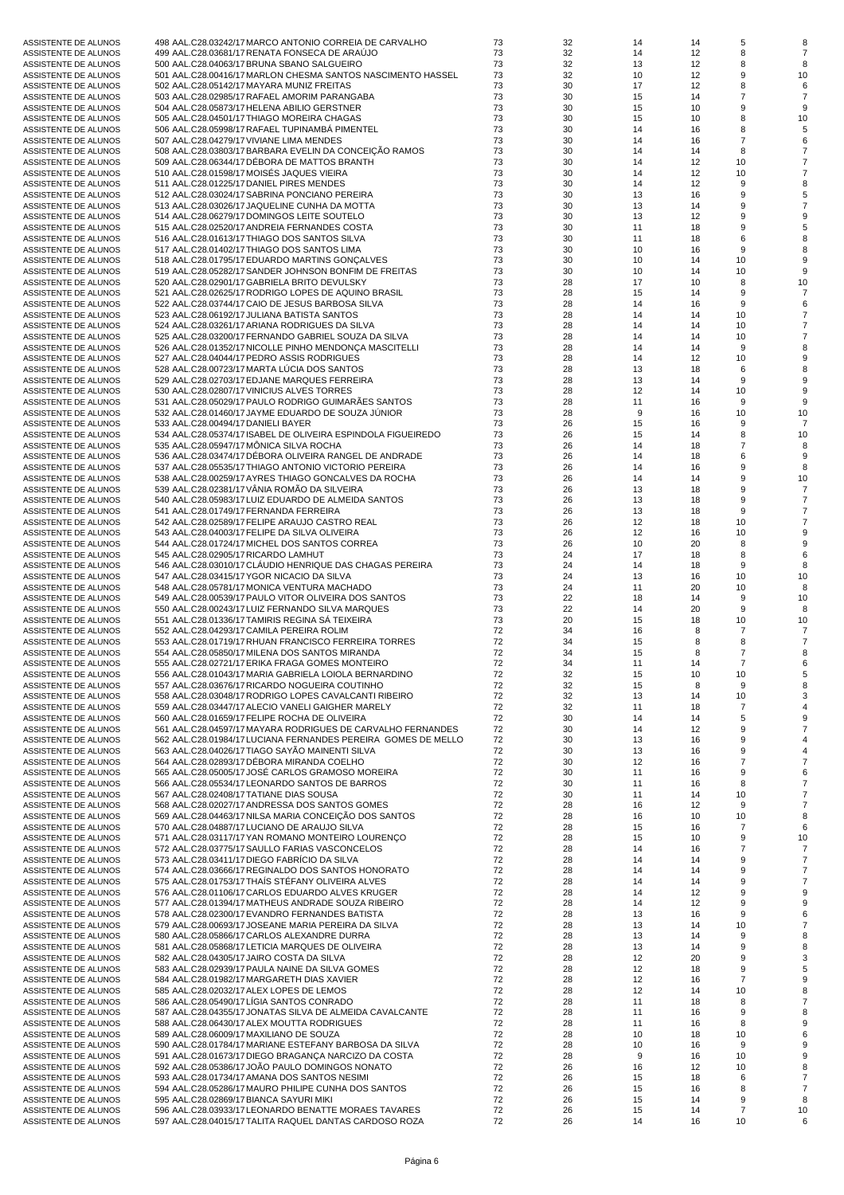| | | | | | | | |
|---|---|---|---|---|---|---|---|
| ASSISTENTE DE ALUNOS | 498 AAL.C28.03242/17 MARCO ANTONIO CORREIA DE CARVALHO | 73 | 32 | 14 | 14 | 5 | 8 |
| ASSISTENTE DE ALUNOS | 499 AAL.C28.03681/17 RENATA FONSECA DE ARAÚJO | 73 | 32 | 14 | 12 | 8 | 7 |
| ASSISTENTE DE ALUNOS | 500 AAL.C28.04063/17 BRUNA SBANO SALGUEIRO | 73 | 32 | 13 | 12 | 8 | 8 |
| ASSISTENTE DE ALUNOS | 501 AAL.C28.00416/17 MARLON CHESMA SANTOS NASCIMENTO HASSEL | 73 | 32 | 10 | 12 | 9 | 10 |
| ASSISTENTE DE ALUNOS | 502 AAL.C28.05142/17 MAYARA MUNIZ FREITAS | 73 | 30 | 17 | 12 | 8 | 6 |
| ASSISTENTE DE ALUNOS | 503 AAL.C28.02985/17 RAFAEL AMORIM PARANGABA | 73 | 30 | 15 | 14 | 7 | 7 |
| ASSISTENTE DE ALUNOS | 504 AAL.C28.05873/17 HELENA ABILIO GERSTNER | 73 | 30 | 15 | 10 | 9 | 9 |
| ASSISTENTE DE ALUNOS | 505 AAL.C28.04501/17 THIAGO MOREIRA CHAGAS | 73 | 30 | 15 | 10 | 8 | 10 |
| ASSISTENTE DE ALUNOS | 506 AAL.C28.05998/17 RAFAEL TUPINAMBÁ PIMENTEL | 73 | 30 | 14 | 16 | 8 | 5 |
| ASSISTENTE DE ALUNOS | 507 AAL.C28.04279/17 VIVIANE LIMA MENDES | 73 | 30 | 14 | 16 | 7 | 6 |
| ASSISTENTE DE ALUNOS | 508 AAL.C28.03803/17 BARBARA EVELIN DA CONCEIÇÃO RAMOS | 73 | 30 | 14 | 14 | 8 | 7 |
| ASSISTENTE DE ALUNOS | 509 AAL.C28.06344/17 DÉBORA DE MATTOS BRANTH | 73 | 30 | 14 | 12 | 10 | 7 |
| ASSISTENTE DE ALUNOS | 510 AAL.C28.01598/17 MOISÉS JAQUES VIEIRA | 73 | 30 | 14 | 12 | 10 | 7 |
| ASSISTENTE DE ALUNOS | 511 AAL.C28.01225/17 DANIEL PIRES MENDES | 73 | 30 | 14 | 12 | 9 | 8 |
| ASSISTENTE DE ALUNOS | 512 AAL.C28.03024/17 SABRINA PONCIANO PEREIRA | 73 | 30 | 13 | 16 | 9 | 5 |
| ASSISTENTE DE ALUNOS | 513 AAL.C28.03026/17 JAQUELINE CUNHA DA MOTTA | 73 | 30 | 13 | 14 | 9 | 7 |
| ASSISTENTE DE ALUNOS | 514 AAL.C28.06279/17 DOMINGOS LEITE SOUTELO | 73 | 30 | 13 | 12 | 9 | 9 |
| ASSISTENTE DE ALUNOS | 515 AAL.C28.02520/17 ANDREIA FERNANDES COSTA | 73 | 30 | 11 | 18 | 9 | 5 |
| ASSISTENTE DE ALUNOS | 516 AAL.C28.01613/17 THIAGO DOS SANTOS SILVA | 73 | 30 | 11 | 18 | 6 | 8 |
| ASSISTENTE DE ALUNOS | 517 AAL.C28.01402/17 THIAGO DOS SANTOS LIMA | 73 | 30 | 10 | 16 | 9 | 8 |
| ASSISTENTE DE ALUNOS | 518 AAL.C28.01795/17 EDUARDO MARTINS GONÇALVES | 73 | 30 | 10 | 14 | 10 | 9 |
| ASSISTENTE DE ALUNOS | 519 AAL.C28.05282/17 SANDER JOHNSON BONFIM DE FREITAS | 73 | 30 | 10 | 14 | 10 | 9 |
| ASSISTENTE DE ALUNOS | 520 AAL.C28.02901/17 GABRIELA BRITO DEVULSKY | 73 | 28 | 17 | 10 | 8 | 10 |
| ASSISTENTE DE ALUNOS | 521 AAL.C28.02625/17 RODRIGO LOPES DE AQUINO BRASIL | 73 | 28 | 15 | 14 | 9 | 7 |
| ASSISTENTE DE ALUNOS | 522 AAL.C28.03744/17 CAIO DE JESUS BARBOSA SILVA | 73 | 28 | 14 | 16 | 9 | 6 |
| ASSISTENTE DE ALUNOS | 523 AAL.C28.06192/17 JULIANA BATISTA SANTOS | 73 | 28 | 14 | 14 | 10 | 7 |
| ASSISTENTE DE ALUNOS | 524 AAL.C28.03261/17 ARIANA RODRIGUES DA SILVA | 73 | 28 | 14 | 14 | 10 | 7 |
| ASSISTENTE DE ALUNOS | 525 AAL.C28.03200/17 FERNANDO GABRIEL SOUZA DA SILVA | 73 | 28 | 14 | 14 | 10 | 7 |
| ASSISTENTE DE ALUNOS | 526 AAL.C28.01352/17 NICOLLE PINHO MENDONÇA MASCITELLI | 73 | 28 | 14 | 14 | 9 | 8 |
| ASSISTENTE DE ALUNOS | 527 AAL.C28.04044/17 PEDRO ASSIS RODRIGUES | 73 | 28 | 14 | 12 | 10 | 9 |
| ASSISTENTE DE ALUNOS | 528 AAL.C28.00723/17 MARTA LÚCIA DOS SANTOS | 73 | 28 | 13 | 18 | 6 | 8 |
| ASSISTENTE DE ALUNOS | 529 AAL.C28.02703/17 EDJANE MARQUES FERREIRA | 73 | 28 | 13 | 14 | 9 | 9 |
| ASSISTENTE DE ALUNOS | 530 AAL.C28.02807/17 VINICIUS ALVES TORRES | 73 | 28 | 12 | 14 | 10 | 9 |
| ASSISTENTE DE ALUNOS | 531 AAL.C28.05029/17 PAULO RODRIGO GUIMARÃES SANTOS | 73 | 28 | 11 | 16 | 9 | 9 |
| ASSISTENTE DE ALUNOS | 532 AAL.C28.01460/17 JAYME EDUARDO DE SOUZA JÚNIOR | 73 | 28 | 9 | 16 | 10 | 10 |
| ASSISTENTE DE ALUNOS | 533 AAL.C28.00494/17 DANIELI BAYER | 73 | 26 | 15 | 16 | 9 | 7 |
| ASSISTENTE DE ALUNOS | 534 AAL.C28.05374/17 ISABEL DE OLIVEIRA ESPINDOLA FIGUEIREDO | 73 | 26 | 15 | 14 | 8 | 10 |
| ASSISTENTE DE ALUNOS | 535 AAL.C28.05947/17 MÔNICA SILVA ROCHA | 73 | 26 | 14 | 18 | 7 | 8 |
| ASSISTENTE DE ALUNOS | 536 AAL.C28.03474/17 DÉBORA OLIVEIRA RANGEL DE ANDRADE | 73 | 26 | 14 | 18 | 6 | 9 |
| ASSISTENTE DE ALUNOS | 537 AAL.C28.05535/17 THIAGO ANTONIO VICTORIO PEREIRA | 73 | 26 | 14 | 16 | 9 | 8 |
| ASSISTENTE DE ALUNOS | 538 AAL.C28.00259/17 AYRES THIAGO GONCALVES DA ROCHA | 73 | 26 | 14 | 14 | 9 | 10 |
| ASSISTENTE DE ALUNOS | 539 AAL.C28.02381/17 VÂNIA ROMÃO DA SILVEIRA | 73 | 26 | 13 | 18 | 9 | 7 |
| ASSISTENTE DE ALUNOS | 540 AAL.C28.05983/17 LUIZ EDUARDO DE ALMEIDA SANTOS | 73 | 26 | 13 | 18 | 9 | 7 |
| ASSISTENTE DE ALUNOS | 541 AAL.C28.01749/17 FERNANDA FERREIRA | 73 | 26 | 13 | 18 | 9 | 7 |
| ASSISTENTE DE ALUNOS | 542 AAL.C28.02589/17 FELIPE ARAUJO CASTRO REAL | 73 | 26 | 12 | 18 | 10 | 7 |
| ASSISTENTE DE ALUNOS | 543 AAL.C28.04003/17 FELIPE DA SILVA OLIVEIRA | 73 | 26 | 12 | 16 | 10 | 9 |
| ASSISTENTE DE ALUNOS | 544 AAL.C28.01724/17 MICHEL DOS SANTOS CORREA | 73 | 26 | 10 | 20 | 8 | 9 |
| ASSISTENTE DE ALUNOS | 545 AAL.C28.02905/17 RICARDO LAMHUT | 73 | 24 | 17 | 18 | 8 | 6 |
| ASSISTENTE DE ALUNOS | 546 AAL.C28.03010/17 CLÁUDIO HENRIQUE DAS CHAGAS PEREIRA | 73 | 24 | 14 | 18 | 9 | 8 |
| ASSISTENTE DE ALUNOS | 547 AAL.C28.03415/17 YGOR NICACIO DA SILVA | 73 | 24 | 13 | 16 | 10 | 10 |
| ASSISTENTE DE ALUNOS | 548 AAL.C28.05781/17 MONICA VENTURA MACHADO | 73 | 24 | 11 | 20 | 10 | 8 |
| ASSISTENTE DE ALUNOS | 549 AAL.C28.00539/17 PAULO VITOR OLIVEIRA DOS SANTOS | 73 | 22 | 18 | 14 | 9 | 10 |
| ASSISTENTE DE ALUNOS | 550 AAL.C28.00243/17 LUIZ FERNANDO SILVA MARQUES | 73 | 22 | 14 | 20 | 9 | 8 |
| ASSISTENTE DE ALUNOS | 551 AAL.C28.01336/17 TAMIRIS REGINA SÁ TEIXEIRA | 73 | 20 | 15 | 18 | 10 | 10 |
| ASSISTENTE DE ALUNOS | 552 AAL.C28.04293/17 CAMILA PEREIRA ROLIM | 72 | 34 | 16 | 8 | 7 | 7 |
| ASSISTENTE DE ALUNOS | 553 AAL.C28.01719/17 RHUAN FRANCISCO FERREIRA TORRES | 72 | 34 | 15 | 8 | 8 | 7 |
| ASSISTENTE DE ALUNOS | 554 AAL.C28.05850/17 MILENA DOS SANTOS MIRANDA | 72 | 34 | 15 | 8 | 7 | 8 |
| ASSISTENTE DE ALUNOS | 555 AAL.C28.02721/17 ERIKA FRAGA GOMES MONTEIRO | 72 | 34 | 11 | 14 | 7 | 6 |
| ASSISTENTE DE ALUNOS | 556 AAL.C28.01043/17 MARIA GABRIELA LOIOLA BERNARDINO | 72 | 32 | 15 | 10 | 10 | 5 |
| ASSISTENTE DE ALUNOS | 557 AAL.C28.03676/17 RICARDO NOGUEIRA COUTINHO | 72 | 32 | 15 | 8 | 9 | 8 |
| ASSISTENTE DE ALUNOS | 558 AAL.C28.03048/17 RODRIGO LOPES CAVALCANTI RIBEIRO | 72 | 32 | 13 | 14 | 10 | 3 |
| ASSISTENTE DE ALUNOS | 559 AAL.C28.03447/17 ALECIO VANELI GAIGHER MARELY | 72 | 32 | 11 | 18 | 7 | 4 |
| ASSISTENTE DE ALUNOS | 560 AAL.C28.01659/17 FELIPE ROCHA DE OLIVEIRA | 72 | 30 | 14 | 14 | 5 | 9 |
| ASSISTENTE DE ALUNOS | 561 AAL.C28.04597/17 MAYARA RODRIGUES DE CARVALHO FERNANDES | 72 | 30 | 14 | 12 | 9 | 7 |
| ASSISTENTE DE ALUNOS | 562 AAL.C28.01984/17 LUCIANA FERNANDES PEREIRA GOMES DE MELLO | 72 | 30 | 13 | 16 | 9 | 4 |
| ASSISTENTE DE ALUNOS | 563 AAL.C28.04026/17 TIAGO SAYÃO MAINENTI SILVA | 72 | 30 | 13 | 16 | 9 | 4 |
| ASSISTENTE DE ALUNOS | 564 AAL.C28.02893/17 DÉBORA MIRANDA COELHO | 72 | 30 | 12 | 16 | 7 | 7 |
| ASSISTENTE DE ALUNOS | 565 AAL.C28.05005/17 JOSÉ CARLOS GRAMOSO MOREIRA | 72 | 30 | 11 | 16 | 9 | 6 |
| ASSISTENTE DE ALUNOS | 566 AAL.C28.05534/17 LEONARDO SANTOS DE BARROS | 72 | 30 | 11 | 16 | 8 | 7 |
| ASSISTENTE DE ALUNOS | 567 AAL.C28.02408/17 TATIANE DIAS SOUSA | 72 | 30 | 11 | 14 | 10 | 7 |
| ASSISTENTE DE ALUNOS | 568 AAL.C28.02027/17 ANDRESSA DOS SANTOS GOMES | 72 | 28 | 16 | 12 | 9 | 7 |
| ASSISTENTE DE ALUNOS | 569 AAL.C28.04463/17 NILSA MARIA CONCEIÇÃO DOS SANTOS | 72 | 28 | 16 | 10 | 10 | 8 |
| ASSISTENTE DE ALUNOS | 570 AAL.C28.04887/17 LUCIANO DE ARAUJO SILVA | 72 | 28 | 15 | 16 | 7 | 6 |
| ASSISTENTE DE ALUNOS | 571 AAL.C28.03117/17 YAN ROMANO MONTEIRO LOURENÇO | 72 | 28 | 15 | 10 | 9 | 10 |
| ASSISTENTE DE ALUNOS | 572 AAL.C28.03775/17 SAULLO FARIAS VASCONCELOS | 72 | 28 | 14 | 16 | 7 | 7 |
| ASSISTENTE DE ALUNOS | 573 AAL.C28.03411/17 DIEGO FABRÍCIO DA SILVA | 72 | 28 | 14 | 14 | 9 | 7 |
| ASSISTENTE DE ALUNOS | 574 AAL.C28.03666/17 REGINALDO DOS SANTOS HONORATO | 72 | 28 | 14 | 14 | 9 | 7 |
| ASSISTENTE DE ALUNOS | 575 AAL.C28.01753/17 THAÍS STÉFANY OLIVEIRA ALVES | 72 | 28 | 14 | 14 | 9 | 7 |
| ASSISTENTE DE ALUNOS | 576 AAL.C28.01106/17 CARLOS EDUARDO ALVES KRUGER | 72 | 28 | 14 | 12 | 9 | 9 |
| ASSISTENTE DE ALUNOS | 577 AAL.C28.01394/17 MATHEUS ANDRADE SOUZA RIBEIRO | 72 | 28 | 14 | 12 | 9 | 9 |
| ASSISTENTE DE ALUNOS | 578 AAL.C28.02300/17 EVANDRO FERNANDES BATISTA | 72 | 28 | 13 | 16 | 9 | 6 |
| ASSISTENTE DE ALUNOS | 579 AAL.C28.00693/17 JOSEANE MARIA PEREIRA DA SILVA | 72 | 28 | 13 | 14 | 10 | 7 |
| ASSISTENTE DE ALUNOS | 580 AAL.C28.05866/17 CARLOS ALEXANDRE DURRA | 72 | 28 | 13 | 14 | 9 | 8 |
| ASSISTENTE DE ALUNOS | 581 AAL.C28.05868/17 LETICIA MARQUES DE OLIVEIRA | 72 | 28 | 13 | 14 | 9 | 8 |
| ASSISTENTE DE ALUNOS | 582 AAL.C28.04305/17 JAIRO COSTA DA SILVA | 72 | 28 | 12 | 20 | 9 | 3 |
| ASSISTENTE DE ALUNOS | 583 AAL.C28.02939/17 PAULA NAINE DA SILVA GOMES | 72 | 28 | 12 | 18 | 9 | 5 |
| ASSISTENTE DE ALUNOS | 584 AAL.C28.01982/17 MARGARETH DIAS XAVIER | 72 | 28 | 12 | 16 | 7 | 9 |
| ASSISTENTE DE ALUNOS | 585 AAL.C28.02032/17 ALEX LOPES DE LEMOS | 72 | 28 | 12 | 14 | 10 | 8 |
| ASSISTENTE DE ALUNOS | 586 AAL.C28.05490/17 LÍGIA SANTOS CONRADO | 72 | 28 | 11 | 18 | 8 | 7 |
| ASSISTENTE DE ALUNOS | 587 AAL.C28.04355/17 JONATAS SILVA DE ALMEIDA CAVALCANTE | 72 | 28 | 11 | 16 | 9 | 8 |
| ASSISTENTE DE ALUNOS | 588 AAL.C28.06430/17 ALEX MOUTTA RODRIGUES | 72 | 28 | 11 | 16 | 8 | 9 |
| ASSISTENTE DE ALUNOS | 589 AAL.C28.06009/17 MAXILIANO DE SOUZA | 72 | 28 | 10 | 18 | 10 | 6 |
| ASSISTENTE DE ALUNOS | 590 AAL.C28.01784/17 MARIANE ESTEFANY BARBOSA DA SILVA | 72 | 28 | 10 | 16 | 9 | 9 |
| ASSISTENTE DE ALUNOS | 591 AAL.C28.01673/17 DIEGO BRAGANÇA NARCIZO DA COSTA | 72 | 28 | 9 | 16 | 10 | 9 |
| ASSISTENTE DE ALUNOS | 592 AAL.C28.05386/17 JOÃO PAULO DOMINGOS NONATO | 72 | 26 | 16 | 12 | 10 | 8 |
| ASSISTENTE DE ALUNOS | 593 AAL.C28.01734/17 AMANA DOS SANTOS NESIMI | 72 | 26 | 15 | 18 | 6 | 7 |
| ASSISTENTE DE ALUNOS | 594 AAL.C28.05286/17 MAURO PHILIPE CUNHA DOS SANTOS | 72 | 26 | 15 | 16 | 8 | 7 |
| ASSISTENTE DE ALUNOS | 595 AAL.C28.02869/17 BIANCA SAYURI MIKI | 72 | 26 | 15 | 14 | 9 | 8 |
| ASSISTENTE DE ALUNOS | 596 AAL.C28.03933/17 LEONARDO BENATTE MORAES TAVARES | 72 | 26 | 15 | 14 | 7 | 10 |
| ASSISTENTE DE ALUNOS | 597 AAL.C28.04015/17 TALITA RAQUEL DANTAS CARDOSO ROZA | 72 | 26 | 14 | 16 | 10 | 6 |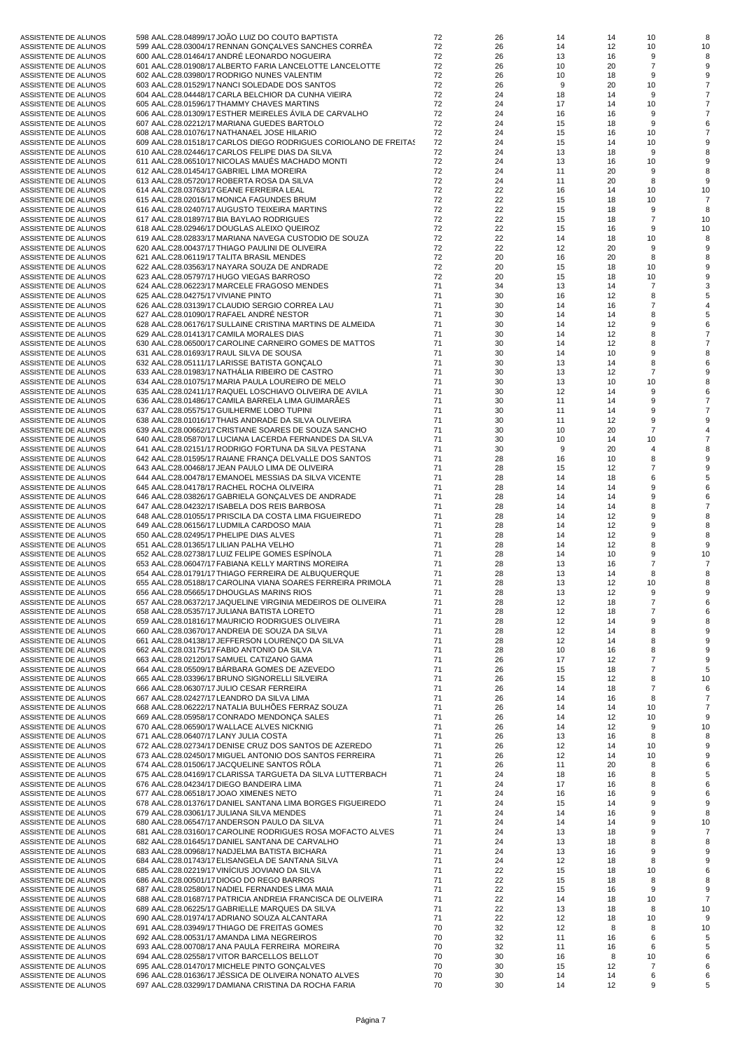| | | | | | | | |
|---|---|---|---|---|---|---|---|
| ASSISTENTE DE ALUNOS | 598 AAL.C28.04899/17 JOÃO LUIZ DO COUTO BAPTISTA | 72 | 26 | 14 | 14 | 10 | 8 |
| ASSISTENTE DE ALUNOS | 599 AAL.C28.03004/17 RENNAN GONÇALVES SANCHES CORRÊA | 72 | 26 | 14 | 12 | 10 | 10 |
| ASSISTENTE DE ALUNOS | 600 AAL.C28.01464/17 ANDRÉ LEONARDO NOGUEIRA | 72 | 26 | 13 | 16 | 9 | 8 |
| ASSISTENTE DE ALUNOS | 601 AAL.C28.01908/17 ALBERTO FARIA LANCELOTTE LANCELOTTE | 72 | 26 | 10 | 20 | 7 | 9 |
| ASSISTENTE DE ALUNOS | 602 AAL.C28.03980/17 RODRIGO NUNES VALENTIM | 72 | 26 | 10 | 18 | 9 | 9 |
| ASSISTENTE DE ALUNOS | 603 AAL.C28.01529/17 NANCI SOLEDADE DOS SANTOS | 72 | 26 | 9 | 20 | 10 | 7 |
| ASSISTENTE DE ALUNOS | 604 AAL.C28.04448/17 CARLA BELCHIOR DA CUNHA VIEIRA | 72 | 24 | 18 | 14 | 9 | 7 |
| ASSISTENTE DE ALUNOS | 605 AAL.C28.01596/17 THAMMY CHAVES MARTINS | 72 | 24 | 17 | 14 | 10 | 7 |
| ASSISTENTE DE ALUNOS | 606 AAL.C28.01309/17 ESTHER MEIRELES ÁVILA DE CARVALHO | 72 | 24 | 16 | 16 | 9 | 7 |
| ASSISTENTE DE ALUNOS | 607 AAL.C28.02212/17 MARIANA GUEDES BARTOLO | 72 | 24 | 15 | 18 | 9 | 6 |
| ASSISTENTE DE ALUNOS | 608 AAL.C28.01076/17 NATHANAEL JOSE HILARIO | 72 | 24 | 15 | 16 | 10 | 7 |
| ASSISTENTE DE ALUNOS | 609 AAL.C28.01518/17 CARLOS DIEGO RODRIGUES CORIOLANO DE FREITAS | 72 | 24 | 15 | 14 | 10 | 9 |
| ASSISTENTE DE ALUNOS | 610 AAL.C28.02446/17 CARLOS FELIPE DIAS DA SILVA | 72 | 24 | 13 | 18 | 9 | 8 |
| ASSISTENTE DE ALUNOS | 611 AAL.C28.06510/17 NICOLAS MAUÉS MACHADO MONTI | 72 | 24 | 13 | 16 | 10 | 9 |
| ASSISTENTE DE ALUNOS | 612 AAL.C28.01454/17 GABRIEL LIMA MOREIRA | 72 | 24 | 11 | 20 | 9 | 8 |
| ASSISTENTE DE ALUNOS | 613 AAL.C28.05720/17 ROBERTA ROSA DA SILVA | 72 | 24 | 11 | 20 | 8 | 9 |
| ASSISTENTE DE ALUNOS | 614 AAL.C28.03763/17 GEANE FERREIRA LEAL | 72 | 22 | 16 | 14 | 10 | 10 |
| ASSISTENTE DE ALUNOS | 615 AAL.C28.02016/17 MONICA FAGUNDES BRUM | 72 | 22 | 15 | 18 | 10 | 7 |
| ASSISTENTE DE ALUNOS | 616 AAL.C28.02407/17 AUGUSTO TEIXEIRA MARTINS | 72 | 22 | 15 | 18 | 9 | 8 |
| ASSISTENTE DE ALUNOS | 617 AAL.C28.01897/17 BIA BAYLAO RODRIGUES | 72 | 22 | 15 | 18 | 7 | 10 |
| ASSISTENTE DE ALUNOS | 618 AAL.C28.02946/17 DOUGLAS ALEIXO QUEIROZ | 72 | 22 | 15 | 16 | 9 | 10 |
| ASSISTENTE DE ALUNOS | 619 AAL.C28.02833/17 MARIANA NAVEGA CUSTODIO DE SOUZA | 72 | 22 | 14 | 18 | 10 | 8 |
| ASSISTENTE DE ALUNOS | 620 AAL.C28.00437/17 THIAGO PAULINI DE OLIVEIRA | 72 | 22 | 12 | 20 | 9 | 9 |
| ASSISTENTE DE ALUNOS | 621 AAL.C28.06119/17 TALITA BRASIL MENDES | 72 | 20 | 16 | 20 | 8 | 8 |
| ASSISTENTE DE ALUNOS | 622 AAL.C28.03563/17 NAYARA SOUZA DE ANDRADE | 72 | 20 | 15 | 18 | 10 | 9 |
| ASSISTENTE DE ALUNOS | 623 AAL.C28.05797/17 HUGO VIEGAS BARROSO | 72 | 20 | 15 | 18 | 10 | 9 |
| ASSISTENTE DE ALUNOS | 624 AAL.C28.06223/17 MARCELE FRAGOSO MENDES | 71 | 34 | 13 | 14 | 7 | 3 |
| ASSISTENTE DE ALUNOS | 625 AAL.C28.04275/17 VIVIANE PINTO | 71 | 30 | 16 | 12 | 8 | 5 |
| ASSISTENTE DE ALUNOS | 626 AAL.C28.03139/17 CLAUDIO SERGIO CORREA LAU | 71 | 30 | 14 | 16 | 7 | 4 |
| ASSISTENTE DE ALUNOS | 627 AAL.C28.01090/17 RAFAEL ANDRÉ NESTOR | 71 | 30 | 14 | 14 | 8 | 5 |
| ASSISTENTE DE ALUNOS | 628 AAL.C28.06176/17 SULLAINE CRISTINA MARTINS DE ALMEIDA | 71 | 30 | 14 | 12 | 9 | 6 |
| ASSISTENTE DE ALUNOS | 629 AAL.C28.01413/17 CAMILA MORALES DIAS | 71 | 30 | 14 | 12 | 8 | 7 |
| ASSISTENTE DE ALUNOS | 630 AAL.C28.06500/17 CAROLINE CARNEIRO GOMES DE MATTOS | 71 | 30 | 14 | 12 | 8 | 7 |
| ASSISTENTE DE ALUNOS | 631 AAL.C28.01693/17 RAUL SILVA DE SOUSA | 71 | 30 | 14 | 10 | 9 | 8 |
| ASSISTENTE DE ALUNOS | 632 AAL.C28.05111/17 LARISSE BATISTA GONÇALO | 71 | 30 | 13 | 14 | 8 | 6 |
| ASSISTENTE DE ALUNOS | 633 AAL.C28.01983/17 NATHÁLIA RIBEIRO DE CASTRO | 71 | 30 | 13 | 12 | 7 | 9 |
| ASSISTENTE DE ALUNOS | 634 AAL.C28.01075/17 MARIA PAULA LOUREIRO DE MELO | 71 | 30 | 13 | 10 | 10 | 8 |
| ASSISTENTE DE ALUNOS | 635 AAL.C28.02411/17 RAQUEL LOSCHIAVO OLIVEIRA DE AVILA | 71 | 30 | 12 | 14 | 9 | 6 |
| ASSISTENTE DE ALUNOS | 636 AAL.C28.01486/17 CAMILA BARRELA LIMA GUIMARÃES | 71 | 30 | 11 | 14 | 9 | 7 |
| ASSISTENTE DE ALUNOS | 637 AAL.C28.05575/17 GUILHERME LOBO TUPINI | 71 | 30 | 11 | 14 | 9 | 7 |
| ASSISTENTE DE ALUNOS | 638 AAL.C28.01016/17 THAIS ANDRADE DA SILVA OLIVEIRA | 71 | 30 | 11 | 12 | 9 | 9 |
| ASSISTENTE DE ALUNOS | 639 AAL.C28.00662/17 CRISTIANE SOARES DE SOUZA SANCHO | 71 | 30 | 10 | 20 | 7 | 4 |
| ASSISTENTE DE ALUNOS | 640 AAL.C28.05870/17 LUCIANA LACERDA FERNANDES DA SILVA | 71 | 30 | 10 | 14 | 10 | 7 |
| ASSISTENTE DE ALUNOS | 641 AAL.C28.02151/17 RODRIGO FORTUNA DA SILVA PESTANA | 71 | 30 | 9 | 20 | 4 | 8 |
| ASSISTENTE DE ALUNOS | 642 AAL.C28.01595/17 RAIANE FRANÇA DELVALLE DOS SANTOS | 71 | 28 | 16 | 10 | 8 | 9 |
| ASSISTENTE DE ALUNOS | 643 AAL.C28.00468/17 JEAN PAULO LIMA DE OLIVEIRA | 71 | 28 | 15 | 12 | 7 | 9 |
| ASSISTENTE DE ALUNOS | 644 AAL.C28.00478/17 EMANOEL MESSIAS DA SILVA VICENTE | 71 | 28 | 14 | 18 | 6 | 5 |
| ASSISTENTE DE ALUNOS | 645 AAL.C28.04178/17 RACHEL ROCHA OLIVEIRA | 71 | 28 | 14 | 14 | 9 | 6 |
| ASSISTENTE DE ALUNOS | 646 AAL.C28.03826/17 GABRIELA GONÇALVES DE ANDRADE | 71 | 28 | 14 | 14 | 9 | 6 |
| ASSISTENTE DE ALUNOS | 647 AAL.C28.04232/17 ISABELA DOS REIS BARBOSA | 71 | 28 | 14 | 14 | 8 | 7 |
| ASSISTENTE DE ALUNOS | 648 AAL.C28.01055/17 PRISCILA DA COSTA LIMA FIGUEIREDO | 71 | 28 | 14 | 12 | 9 | 8 |
| ASSISTENTE DE ALUNOS | 649 AAL.C28.06156/17 LUDMILA CARDOSO MAIA | 71 | 28 | 14 | 12 | 9 | 8 |
| ASSISTENTE DE ALUNOS | 650 AAL.C28.02495/17 PHELIPE DIAS ALVES | 71 | 28 | 14 | 12 | 9 | 8 |
| ASSISTENTE DE ALUNOS | 651 AAL.C28.01365/17 LILIAN PALHA VELHO | 71 | 28 | 14 | 12 | 8 | 9 |
| ASSISTENTE DE ALUNOS | 652 AAL.C28.02738/17 LUIZ FELIPE GOMES ESPÍNOLA | 71 | 28 | 14 | 10 | 9 | 10 |
| ASSISTENTE DE ALUNOS | 653 AAL.C28.06047/17 FABIANA KELLY MARTINS MOREIRA | 71 | 28 | 13 | 16 | 7 | 7 |
| ASSISTENTE DE ALUNOS | 654 AAL.C28.01791/17 THIAGO FERREIRA DE ALBUQUERQUE | 71 | 28 | 13 | 14 | 8 | 8 |
| ASSISTENTE DE ALUNOS | 655 AAL.C28.05188/17 CAROLINA VIANA SOARES FERREIRA PRIMOLA | 71 | 28 | 13 | 12 | 10 | 8 |
| ASSISTENTE DE ALUNOS | 656 AAL.C28.05665/17 DHOUGLAS MARINS RIOS | 71 | 28 | 13 | 12 | 9 | 9 |
| ASSISTENTE DE ALUNOS | 657 AAL.C28.06372/17 JAQUELINE VIRGINIA MEDEIROS DE OLIVEIRA | 71 | 28 | 12 | 18 | 7 | 6 |
| ASSISTENTE DE ALUNOS | 658 AAL.C28.05357/17 JULIANA BATISTA LORETO | 71 | 28 | 12 | 18 | 7 | 6 |
| ASSISTENTE DE ALUNOS | 659 AAL.C28.01816/17 MAURICIO RODRIGUES OLIVEIRA | 71 | 28 | 12 | 14 | 9 | 8 |
| ASSISTENTE DE ALUNOS | 660 AAL.C28.03670/17 ANDREIA DE SOUZA DA SILVA | 71 | 28 | 12 | 14 | 8 | 9 |
| ASSISTENTE DE ALUNOS | 661 AAL.C28.04138/17 JEFFERSON LOURENÇO DA SILVA | 71 | 28 | 12 | 14 | 8 | 9 |
| ASSISTENTE DE ALUNOS | 662 AAL.C28.03175/17 FABIO ANTONIO DA SILVA | 71 | 28 | 10 | 16 | 8 | 9 |
| ASSISTENTE DE ALUNOS | 663 AAL.C28.02120/17 SAMUEL CATIZANO GAMA | 71 | 26 | 17 | 12 | 7 | 9 |
| ASSISTENTE DE ALUNOS | 664 AAL.C28.05509/17 BÁRBARA GOMES DE AZEVEDO | 71 | 26 | 15 | 18 | 7 | 5 |
| ASSISTENTE DE ALUNOS | 665 AAL.C28.03396/17 BRUNO SIGNORELLI SILVEIRA | 71 | 26 | 15 | 12 | 8 | 10 |
| ASSISTENTE DE ALUNOS | 666 AAL.C28.06307/17 JULIO CESAR FERREIRA | 71 | 26 | 14 | 18 | 7 | 6 |
| ASSISTENTE DE ALUNOS | 667 AAL.C28.02427/17 LEANDRO DA SILVA LIMA | 71 | 26 | 14 | 16 | 8 | 7 |
| ASSISTENTE DE ALUNOS | 668 AAL.C28.06222/17 NATALIA BULHÕES FERRAZ SOUZA | 71 | 26 | 14 | 14 | 10 | 7 |
| ASSISTENTE DE ALUNOS | 669 AAL.C28.05958/17 CONRADO MENDONÇA SALES | 71 | 26 | 14 | 12 | 10 | 9 |
| ASSISTENTE DE ALUNOS | 670 AAL.C28.06590/17 WALLACE ALVES NICKNIG | 71 | 26 | 14 | 12 | 9 | 10 |
| ASSISTENTE DE ALUNOS | 671 AAL.C28.06407/17 LANY JULIA COSTA | 71 | 26 | 13 | 16 | 8 | 8 |
| ASSISTENTE DE ALUNOS | 672 AAL.C28.02734/17 DENISE CRUZ DOS SANTOS DE AZEREDO | 71 | 26 | 12 | 14 | 10 | 9 |
| ASSISTENTE DE ALUNOS | 673 AAL.C28.02450/17 MIGUEL ANTONIO DOS SANTOS FERREIRA | 71 | 26 | 12 | 14 | 10 | 9 |
| ASSISTENTE DE ALUNOS | 674 AAL.C28.01506/17 JACQUELINE SANTOS RÔLA | 71 | 26 | 11 | 20 | 8 | 6 |
| ASSISTENTE DE ALUNOS | 675 AAL.C28.04169/17 CLARISSA TARGUETA DA SILVA LUTTERBACH | 71 | 24 | 18 | 16 | 8 | 5 |
| ASSISTENTE DE ALUNOS | 676 AAL.C28.04234/17 DIEGO BANDEIRA LIMA | 71 | 24 | 17 | 16 | 8 | 6 |
| ASSISTENTE DE ALUNOS | 677 AAL.C28.06518/17 JOAO XIMENES NETO | 71 | 24 | 16 | 16 | 9 | 6 |
| ASSISTENTE DE ALUNOS | 678 AAL.C28.01376/17 DANIEL SANTANA LIMA BORGES FIGUEIREDO | 71 | 24 | 15 | 14 | 9 | 9 |
| ASSISTENTE DE ALUNOS | 679 AAL.C28.03061/17 JULIANA SILVA MENDES | 71 | 24 | 14 | 16 | 9 | 8 |
| ASSISTENTE DE ALUNOS | 680 AAL.C28.06547/17 ANDERSON PAULO DA SILVA | 71 | 24 | 14 | 14 | 9 | 10 |
| ASSISTENTE DE ALUNOS | 681 AAL.C28.03160/17 CAROLINE RODRIGUES ROSA MOFACTO ALVES | 71 | 24 | 13 | 18 | 9 | 7 |
| ASSISTENTE DE ALUNOS | 682 AAL.C28.01645/17 DANIEL SANTANA DE CARVALHO | 71 | 24 | 13 | 18 | 8 | 8 |
| ASSISTENTE DE ALUNOS | 683 AAL.C28.00968/17 NADJELMA BATISTA BICHARA | 71 | 24 | 13 | 16 | 9 | 9 |
| ASSISTENTE DE ALUNOS | 684 AAL.C28.01743/17 ELISANGELA DE SANTANA SILVA | 71 | 24 | 12 | 18 | 8 | 9 |
| ASSISTENTE DE ALUNOS | 685 AAL.C28.02219/17 VINÍCIUS JOVIANO DA SILVA | 71 | 22 | 15 | 18 | 10 | 6 |
| ASSISTENTE DE ALUNOS | 686 AAL.C28.00501/17 DIOGO DO REGO BARROS | 71 | 22 | 15 | 18 | 8 | 8 |
| ASSISTENTE DE ALUNOS | 687 AAL.C28.02580/17 NADIEL FERNANDES LIMA MAIA | 71 | 22 | 15 | 16 | 9 | 9 |
| ASSISTENTE DE ALUNOS | 688 AAL.C28.01687/17 PATRICIA ANDREIA FRANCISCA DE OLIVEIRA | 71 | 22 | 14 | 18 | 10 | 7 |
| ASSISTENTE DE ALUNOS | 689 AAL.C28.06225/17 GABRIELLE MARQUES DA SILVA | 71 | 22 | 13 | 18 | 8 | 10 |
| ASSISTENTE DE ALUNOS | 690 AAL.C28.01974/17 ADRIANO SOUZA ALCANTARA | 71 | 22 | 12 | 18 | 10 | 9 |
| ASSISTENTE DE ALUNOS | 691 AAL.C28.03949/17 THIAGO DE FREITAS GOMES | 70 | 32 | 12 | 8 | 8 | 10 |
| ASSISTENTE DE ALUNOS | 692 AAL.C28.00531/17 AMANDA LIMA NEGREIROS | 70 | 32 | 11 | 16 | 6 | 5 |
| ASSISTENTE DE ALUNOS | 693 AAL.C28.00708/17 ANA PAULA FERREIRA MOREIRA | 70 | 32 | 11 | 16 | 6 | 5 |
| ASSISTENTE DE ALUNOS | 694 AAL.C28.02558/17 VITOR BARCELLOS BELLOT | 70 | 30 | 16 | 8 | 10 | 6 |
| ASSISTENTE DE ALUNOS | 695 AAL.C28.01470/17 MICHELE PINTO GONÇALVES | 70 | 30 | 15 | 12 | 7 | 6 |
| ASSISTENTE DE ALUNOS | 696 AAL.C28.01636/17 JÉSSICA DE OLIVEIRA NONATO ALVES | 70 | 30 | 14 | 14 | 6 | 6 |
| ASSISTENTE DE ALUNOS | 697 AAL.C28.03299/17 DAMIANA CRISTINA DA ROCHA FARIA | 70 | 30 | 14 | 12 | 9 | 5 |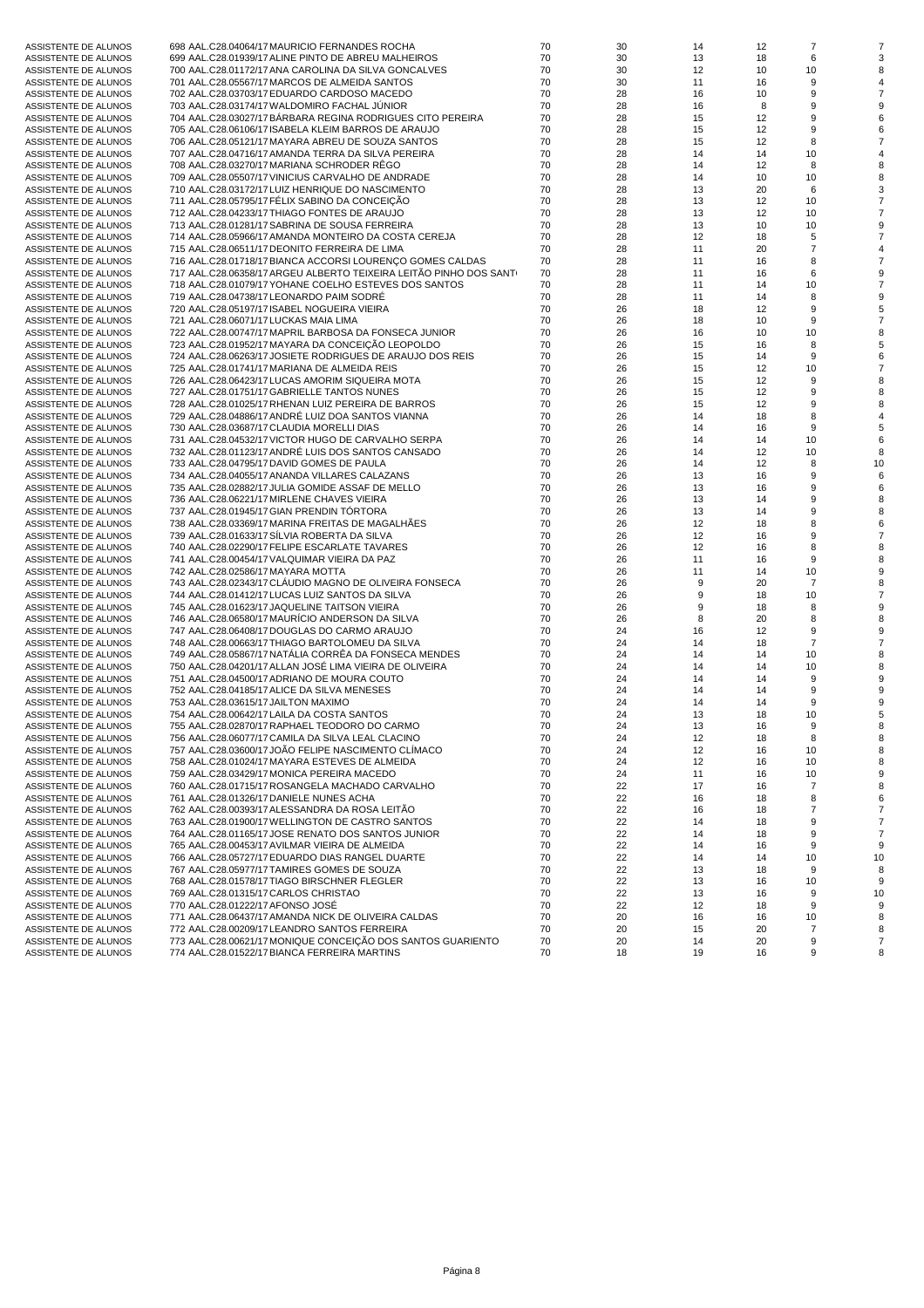| | | | | | | | | |
|---|---|---|---|---|---|---|---|---|
| ASSISTENTE DE ALUNOS | 698 AAL.C28.04064/17 MAURICIO FERNANDES ROCHA | 70 | 30 | 14 | 12 | 7 | 7 |
| ASSISTENTE DE ALUNOS | 699 AAL.C28.01939/17 ALINE PINTO DE ABREU MALHEIROS | 70 | 30 | 13 | 18 | 6 | 3 |
| ASSISTENTE DE ALUNOS | 700 AAL.C28.01172/17 ANA CAROLINA DA SILVA GONCALVES | 70 | 30 | 12 | 10 | 10 | 8 |
| ASSISTENTE DE ALUNOS | 701 AAL.C28.05567/17 MARCOS DE ALMEIDA SANTOS | 70 | 30 | 11 | 16 | 9 | 4 |
| ASSISTENTE DE ALUNOS | 702 AAL.C28.03703/17 EDUARDO CARDOSO MACEDO | 70 | 28 | 16 | 10 | 9 | 7 |
| ASSISTENTE DE ALUNOS | 703 AAL.C28.03174/17 WALDOMIRO FACHAL JÚNIOR | 70 | 28 | 16 | 8 | 9 | 9 |
| ASSISTENTE DE ALUNOS | 704 AAL.C28.03027/17 BÁRBARA REGINA RODRIGUES CITO PEREIRA | 70 | 28 | 15 | 12 | 9 | 6 |
| ASSISTENTE DE ALUNOS | 705 AAL.C28.06106/17 ISABELA KLEIM BARROS DE ARAUJO | 70 | 28 | 15 | 12 | 9 | 6 |
| ASSISTENTE DE ALUNOS | 706 AAL.C28.05121/17 MAYARA ABREU DE SOUZA SANTOS | 70 | 28 | 15 | 12 | 8 | 7 |
| ASSISTENTE DE ALUNOS | 707 AAL.C28.04716/17 AMANDA TERRA DA SILVA PEREIRA | 70 | 28 | 14 | 14 | 10 | 4 |
| ASSISTENTE DE ALUNOS | 708 AAL.C28.03270/17 MARIANA SCHRODER RÊGO | 70 | 28 | 14 | 12 | 8 | 8 |
| ASSISTENTE DE ALUNOS | 709 AAL.C28.05507/17 VINICIUS CARVALHO DE ANDRADE | 70 | 28 | 14 | 10 | 10 | 8 |
| ASSISTENTE DE ALUNOS | 710 AAL.C28.03172/17 LUIZ HENRIQUE DO NASCIMENTO | 70 | 28 | 13 | 20 | 6 | 3 |
| ASSISTENTE DE ALUNOS | 711 AAL.C28.05795/17 FÉLIX SABINO DA CONCEIÇÃO | 70 | 28 | 13 | 12 | 10 | 7 |
| ASSISTENTE DE ALUNOS | 712 AAL.C28.04233/17 THIAGO FONTES DE ARAUJO | 70 | 28 | 13 | 12 | 10 | 7 |
| ASSISTENTE DE ALUNOS | 713 AAL.C28.01281/17 SABRINA DE SOUSA FERREIRA | 70 | 28 | 13 | 10 | 10 | 9 |
| ASSISTENTE DE ALUNOS | 714 AAL.C28.05966/17 AMANDA MONTEIRO DA COSTA CEREJA | 70 | 28 | 12 | 18 | 5 | 7 |
| ASSISTENTE DE ALUNOS | 715 AAL.C28.06511/17 DEONITO FERREIRA DE LIMA | 70 | 28 | 11 | 20 | 7 | 4 |
| ASSISTENTE DE ALUNOS | 716 AAL.C28.01718/17 BIANCA ACCORSI LOURENÇO GOMES CALDAS | 70 | 28 | 11 | 16 | 8 | 7 |
| ASSISTENTE DE ALUNOS | 717 AAL.C28.06358/17 ARGEU ALBERTO TEIXEIRA LEITÃO PINHO DOS SANT | 70 | 28 | 11 | 16 | 6 | 9 |
| ASSISTENTE DE ALUNOS | 718 AAL.C28.01079/17 YOHANE COELHO ESTEVES DOS SANTOS | 70 | 28 | 11 | 14 | 10 | 7 |
| ASSISTENTE DE ALUNOS | 719 AAL.C28.04738/17 LEONARDO PAIM SODRÉ | 70 | 28 | 11 | 14 | 8 | 9 |
| ASSISTENTE DE ALUNOS | 720 AAL.C28.05197/17 ISABEL NOGUEIRA VIEIRA | 70 | 26 | 18 | 12 | 9 | 5 |
| ASSISTENTE DE ALUNOS | 721 AAL.C28.06071/17 LUCKAS MAIA LIMA | 70 | 26 | 18 | 10 | 9 | 7 |
| ASSISTENTE DE ALUNOS | 722 AAL.C28.00747/17 MAPRIL BARBOSA DA FONSECA JUNIOR | 70 | 26 | 16 | 10 | 10 | 8 |
| ASSISTENTE DE ALUNOS | 723 AAL.C28.01952/17 MAYARA DA CONCEIÇÃO LEOPOLDO | 70 | 26 | 15 | 16 | 8 | 5 |
| ASSISTENTE DE ALUNOS | 724 AAL.C28.06263/17 JOSIETE RODRIGUES DE ARAUJO DOS REIS | 70 | 26 | 15 | 14 | 9 | 6 |
| ASSISTENTE DE ALUNOS | 725 AAL.C28.01741/17 MARIANA DE ALMEIDA REIS | 70 | 26 | 15 | 12 | 10 | 7 |
| ASSISTENTE DE ALUNOS | 726 AAL.C28.06423/17 LUCAS AMORIM SIQUEIRA MOTA | 70 | 26 | 15 | 12 | 9 | 8 |
| ASSISTENTE DE ALUNOS | 727 AAL.C28.01751/17 GABRIELLE TANTOS NUNES | 70 | 26 | 15 | 12 | 9 | 8 |
| ASSISTENTE DE ALUNOS | 728 AAL.C28.01025/17 RHENAN LUIZ PEREIRA DE BARROS | 70 | 26 | 15 | 12 | 9 | 8 |
| ASSISTENTE DE ALUNOS | 729 AAL.C28.04886/17 ANDRÉ LUIZ DOA SANTOS VIANNA | 70 | 26 | 14 | 18 | 8 | 4 |
| ASSISTENTE DE ALUNOS | 730 AAL.C28.03687/17 CLAUDIA MORELLI DIAS | 70 | 26 | 14 | 16 | 9 | 5 |
| ASSISTENTE DE ALUNOS | 731 AAL.C28.04532/17 VICTOR HUGO DE CARVALHO SERPA | 70 | 26 | 14 | 14 | 10 | 6 |
| ASSISTENTE DE ALUNOS | 732 AAL.C28.01123/17 ANDRÉ LUIS DOS SANTOS CANSADO | 70 | 26 | 14 | 12 | 10 | 8 |
| ASSISTENTE DE ALUNOS | 733 AAL.C28.04795/17 DAVID GOMES DE PAULA | 70 | 26 | 14 | 12 | 8 | 10 |
| ASSISTENTE DE ALUNOS | 734 AAL.C28.04055/17 ANANDA VILLARES CALAZANS | 70 | 26 | 13 | 16 | 9 | 6 |
| ASSISTENTE DE ALUNOS | 735 AAL.C28.02882/17 JULIA GOMIDE ASSAF DE MELLO | 70 | 26 | 13 | 16 | 9 | 6 |
| ASSISTENTE DE ALUNOS | 736 AAL.C28.06221/17 MIRLENE CHAVES VIEIRA | 70 | 26 | 13 | 14 | 9 | 8 |
| ASSISTENTE DE ALUNOS | 737 AAL.C28.01945/17 GIAN PRENDIN TÓRTORA | 70 | 26 | 13 | 14 | 9 | 8 |
| ASSISTENTE DE ALUNOS | 738 AAL.C28.03369/17 MARINA FREITAS DE MAGALHÃES | 70 | 26 | 12 | 18 | 8 | 6 |
| ASSISTENTE DE ALUNOS | 739 AAL.C28.01633/17 SÍLVIA ROBERTA DA SILVA | 70 | 26 | 12 | 16 | 9 | 7 |
| ASSISTENTE DE ALUNOS | 740 AAL.C28.02290/17 FELIPE ESCARLATE TAVARES | 70 | 26 | 12 | 16 | 8 | 8 |
| ASSISTENTE DE ALUNOS | 741 AAL.C28.00454/17 VALQUIMAR VIEIRA DA PAZ | 70 | 26 | 11 | 16 | 9 | 8 |
| ASSISTENTE DE ALUNOS | 742 AAL.C28.02586/17 MAYARA MOTTA | 70 | 26 | 11 | 14 | 10 | 9 |
| ASSISTENTE DE ALUNOS | 743 AAL.C28.02343/17 CLÁUDIO MAGNO DE OLIVEIRA FONSECA | 70 | 26 | 9 | 20 | 7 | 8 |
| ASSISTENTE DE ALUNOS | 744 AAL.C28.01412/17 LUCAS LUIZ SANTOS DA SILVA | 70 | 26 | 9 | 18 | 10 | 7 |
| ASSISTENTE DE ALUNOS | 745 AAL.C28.01623/17 JAQUELINE TAITSON VIEIRA | 70 | 26 | 9 | 18 | 8 | 9 |
| ASSISTENTE DE ALUNOS | 746 AAL.C28.06580/17 MAURÍCIO ANDERSON DA SILVA | 70 | 26 | 8 | 20 | 8 | 8 |
| ASSISTENTE DE ALUNOS | 747 AAL.C28.06408/17 DOUGLAS DO CARMO ARAUJO | 70 | 24 | 16 | 12 | 9 | 9 |
| ASSISTENTE DE ALUNOS | 748 AAL.C28.00663/17 THIAGO BARTOLOMEU DA SILVA | 70 | 24 | 14 | 18 | 7 | 7 |
| ASSISTENTE DE ALUNOS | 749 AAL.C28.05867/17 NATÁLIA CORRÊA DA FONSECA MENDES | 70 | 24 | 14 | 14 | 10 | 8 |
| ASSISTENTE DE ALUNOS | 750 AAL.C28.04201/17 ALLAN JOSÉ LIMA VIEIRA DE OLIVEIRA | 70 | 24 | 14 | 14 | 10 | 8 |
| ASSISTENTE DE ALUNOS | 751 AAL.C28.04500/17 ADRIANO DE MOURA COUTO | 70 | 24 | 14 | 14 | 9 | 9 |
| ASSISTENTE DE ALUNOS | 752 AAL.C28.04185/17 ALICE DA SILVA MENESES | 70 | 24 | 14 | 14 | 9 | 9 |
| ASSISTENTE DE ALUNOS | 753 AAL.C28.03615/17 JAILTON MAXIMO | 70 | 24 | 14 | 14 | 9 | 9 |
| ASSISTENTE DE ALUNOS | 754 AAL.C28.00642/17 LAILA DA COSTA SANTOS | 70 | 24 | 13 | 18 | 10 | 5 |
| ASSISTENTE DE ALUNOS | 755 AAL.C28.02870/17 RAPHAEL TEODORO DO CARMO | 70 | 24 | 13 | 16 | 9 | 8 |
| ASSISTENTE DE ALUNOS | 756 AAL.C28.06077/17 CAMILA DA SILVA LEAL CLACINO | 70 | 24 | 12 | 18 | 8 | 8 |
| ASSISTENTE DE ALUNOS | 757 AAL.C28.03600/17 JOÃO FELIPE NASCIMENTO CLÍMACO | 70 | 24 | 12 | 16 | 10 | 8 |
| ASSISTENTE DE ALUNOS | 758 AAL.C28.01024/17 MAYARA ESTEVES DE ALMEIDA | 70 | 24 | 12 | 16 | 10 | 8 |
| ASSISTENTE DE ALUNOS | 759 AAL.C28.03429/17 MONICA PEREIRA MACEDO | 70 | 24 | 11 | 16 | 10 | 9 |
| ASSISTENTE DE ALUNOS | 760 AAL.C28.01715/17 ROSANGELA MACHADO CARVALHO | 70 | 22 | 17 | 16 | 7 | 8 |
| ASSISTENTE DE ALUNOS | 761 AAL.C28.01326/17 DANIELE NUNES ACHA | 70 | 22 | 16 | 18 | 8 | 6 |
| ASSISTENTE DE ALUNOS | 762 AAL.C28.00393/17 ALESSANDRA DA ROSA LEITÃO | 70 | 22 | 16 | 18 | 7 | 7 |
| ASSISTENTE DE ALUNOS | 763 AAL.C28.01900/17 WELLINGTON DE CASTRO SANTOS | 70 | 22 | 14 | 18 | 9 | 7 |
| ASSISTENTE DE ALUNOS | 764 AAL.C28.01165/17 JOSE RENATO DOS SANTOS JUNIOR | 70 | 22 | 14 | 18 | 9 | 7 |
| ASSISTENTE DE ALUNOS | 765 AAL.C28.00453/17 AVILMAR VIEIRA DE ALMEIDA | 70 | 22 | 14 | 16 | 9 | 9 |
| ASSISTENTE DE ALUNOS | 766 AAL.C28.05727/17 EDUARDO DIAS RANGEL DUARTE | 70 | 22 | 14 | 14 | 10 | 10 |
| ASSISTENTE DE ALUNOS | 767 AAL.C28.05977/17 TAMIRES GOMES DE SOUZA | 70 | 22 | 13 | 18 | 9 | 8 |
| ASSISTENTE DE ALUNOS | 768 AAL.C28.01578/17 TIAGO BIRSCHNER FLEGLER | 70 | 22 | 13 | 16 | 10 | 9 |
| ASSISTENTE DE ALUNOS | 769 AAL.C28.01315/17 CARLOS CHRISTAO | 70 | 22 | 13 | 16 | 9 | 10 |
| ASSISTENTE DE ALUNOS | 770 AAL.C28.01222/17 AFONSO JOSÉ | 70 | 22 | 12 | 18 | 9 | 9 |
| ASSISTENTE DE ALUNOS | 771 AAL.C28.06437/17 AMANDA NICK DE OLIVEIRA CALDAS | 70 | 20 | 16 | 16 | 10 | 8 |
| ASSISTENTE DE ALUNOS | 772 AAL.C28.00209/17 LEANDRO SANTOS FERREIRA | 70 | 20 | 15 | 20 | 7 | 8 |
| ASSISTENTE DE ALUNOS | 773 AAL.C28.00621/17 MONIQUE CONCEIÇÃO DOS SANTOS GUARIENTO | 70 | 20 | 14 | 20 | 9 | 7 |
| ASSISTENTE DE ALUNOS | 774 AAL.C28.01522/17 BIANCA FERREIRA MARTINS | 70 | 18 | 19 | 16 | 9 | 8 |